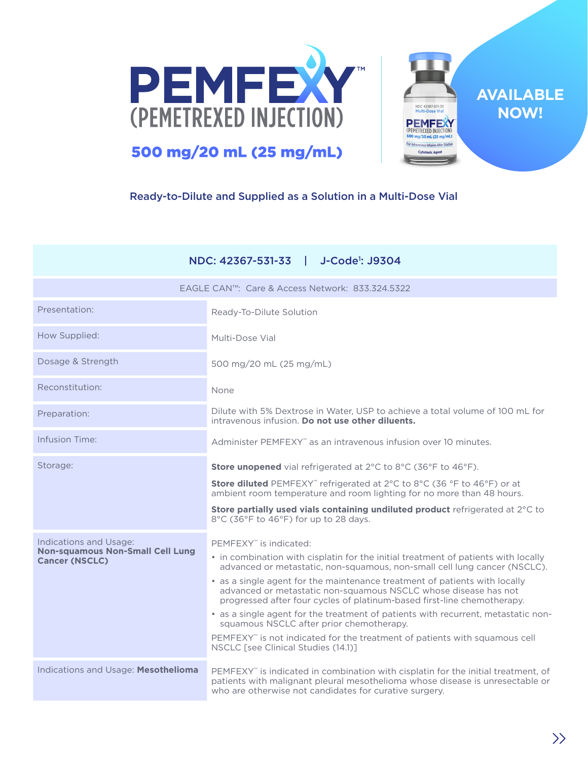# PEMFEXY™

## (PEMETREXED INJECTION)

### 500 mg/20 mL (25 mg/mL)

**AVAILABLE NOW!**

Ready-to-Dilute and Supplied as a Solution in a Multi-Dose Vial

| NDC: 42367-531-33 \| J-Code[1]: J9304 | |
|---|---|
| EAGLE CAN™: Care & Access Network: 833.324.5322 | |
| Presentation: | Ready-To-Dilute Solution |
| How Supplied: | Multi-Dose Vial |
| Dosage & Strength | 500 mg/20 mL (25 mg/mL) |
| Reconstitution: | None |
| Preparation: | Dilute with 5% Dextrose in Water, USP to achieve a total volume of 100 mL for intravenous infusion. **Do not use other diluents.** |
| Infusion Time: | Administer PEMFEXY™ as an intravenous infusion over 10 minutes. |
| Storage: | **Store unopened** vial refrigerated at 2°C to 8°C (36°F to 46°F).<br>**Store diluted** PEMFEXY™ refrigerated at 2°C to 8°C (36 °F to 46°F) or at ambient room temperature and room lighting for no more than 48 hours.<br>**Store partially used vials containing undiluted product** refrigerated at 2°C to 8°C (36°F to 46°F) for up to 28 days. |
| Indications and Usage: **Non-squamous Non-Small Cell Lung Cancer (NSCLC)** | PEMFEXY™ is indicated:<br>• in combination with cisplatin for the initial treatment of patients with locally advanced or metastatic, non-squamous, non-small cell lung cancer (NSCLC).<br>• as a single agent for the maintenance treatment of patients with locally advanced or metastatic non-squamous NSCLC whose disease has not progressed after four cycles of platinum-based first-line chemotherapy.<br>• as a single agent for the treatment of patients with recurrent, metastatic non-squamous NSCLC after prior chemotherapy.<br>PEMFEXY™ is not indicated for the treatment of patients with squamous cell NSCLC [see Clinical Studies (14.1)] |
| Indications and Usage: **Mesothelioma** | PEMFEXY™ is indicated in combination with cisplatin for the initial treatment, of patients with malignant pleural mesothelioma whose disease is unresectable or who are otherwise not candidates for curative surgery. |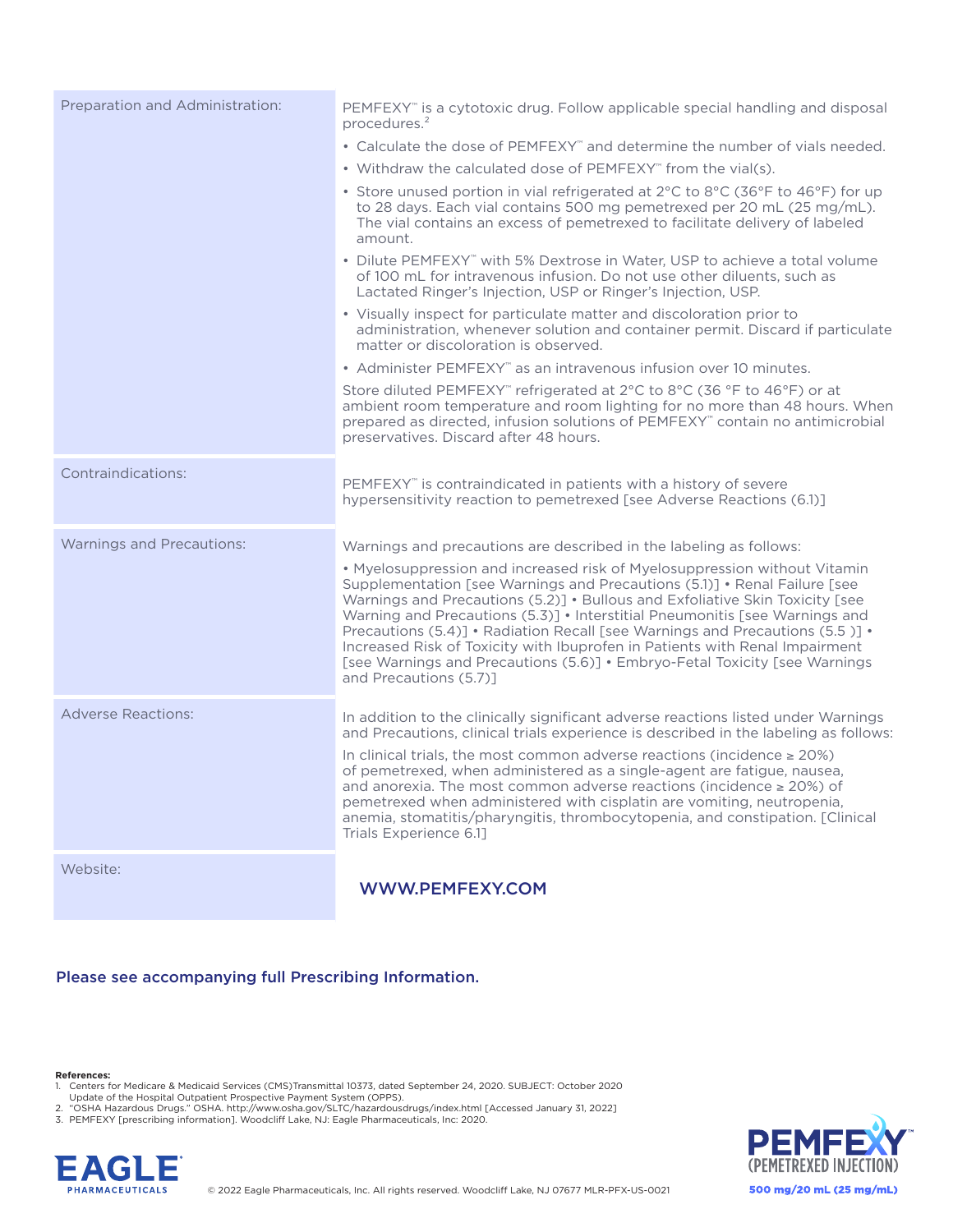| | |
|---|---|
| Preparation and Administration: | PEMFEXY™ is a cytotoxic drug. Follow applicable special handling and disposal procedures.[2]<br>• Calculate the dose of PEMFEXY™ and determine the number of vials needed.<br>• Withdraw the calculated dose of PEMFEXY™ from the vial(s).<br>• Store unused portion in vial refrigerated at 2°C to 8°C (36°F to 46°F) for up to 28 days. Each vial contains 500 mg pemetrexed per 20 mL (25 mg/mL). The vial contains an excess of pemetrexed to facilitate delivery of labeled amount.<br>• Dilute PEMFEXY™ with 5% Dextrose in Water, USP to achieve a total volume of 100 mL for intravenous infusion. Do not use other diluents, such as Lactated Ringer's Injection, USP or Ringer's Injection, USP.<br>• Visually inspect for particulate matter and discoloration prior to administration, whenever solution and container permit. Discard if particulate matter or discoloration is observed.<br>• Administer PEMFEXY™ as an intravenous infusion over 10 minutes.<br>Store diluted PEMFEXY™ refrigerated at 2°C to 8°C (36 °F to 46°F) or at ambient room temperature and room lighting for no more than 48 hours. When prepared as directed, infusion solutions of PEMFEXY™ contain no antimicrobial preservatives. Discard after 48 hours. |
| Contraindications: | PEMFEXY™ is contraindicated in patients with a history of severe hypersensitivity reaction to pemetrexed [see Adverse Reactions (6.1)] |
| Warnings and Precautions: | Warnings and precautions are described in the labeling as follows:<br>• Myelosuppression and increased risk of Myelosuppression without Vitamin Supplementation [see Warnings and Precautions (5.1)] • Renal Failure [see Warnings and Precautions (5.2)] • Bullous and Exfoliative Skin Toxicity [see Warning and Precautions (5.3)] • Interstitial Pneumonitis [see Warnings and Precautions (5.4)] • Radiation Recall [see Warnings and Precautions (5.5 )] • Increased Risk of Toxicity with Ibuprofen in Patients with Renal Impairment [see Warnings and Precautions (5.6)] • Embryo-Fetal Toxicity [see Warnings and Precautions (5.7)] |
| Adverse Reactions: | In addition to the clinically significant adverse reactions listed under Warnings and Precautions, clinical trials experience is described in the labeling as follows:<br>In clinical trials, the most common adverse reactions (incidence ≥ 20%) of pemetrexed, when administered as a single-agent are fatigue, nausea, and anorexia. The most common adverse reactions (incidence ≥ 20%) of pemetrexed when administered with cisplatin are vomiting, neutropenia, anemia, stomatitis/pharyngitis, thrombocytopenia, and constipation. [Clinical Trials Experience 6.1] |
| Website: | WWW.PEMFEXY.COM |

**Please see accompanying full Prescribing Information.**

**References:**

1. Centers for Medicare & Medicaid Services (CMS)Transmittal 10373, dated September 24, 2020. SUBJECT: October 2020 Update of the Hospital Outpatient Prospective Payment System (OPPS).
2. "OSHA Hazardous Drugs." OSHA. http://www.osha.gov/SLTC/hazardousdrugs/index.html [Accessed January 31, 2022]
3. PEMFEXY [prescribing information]. Woodcliff Lake, NJ: Eagle Pharmaceuticals, Inc: 2020.

EAGLE PHARMACEUTICALS

© 2022 Eagle Pharmaceuticals, Inc. All rights reserved. Woodcliff Lake, NJ 07677 MLR-PFX-US-0021

PEMFEXY™ (PEMETREXED INJECTION) 500 mg/20 mL (25 mg/mL)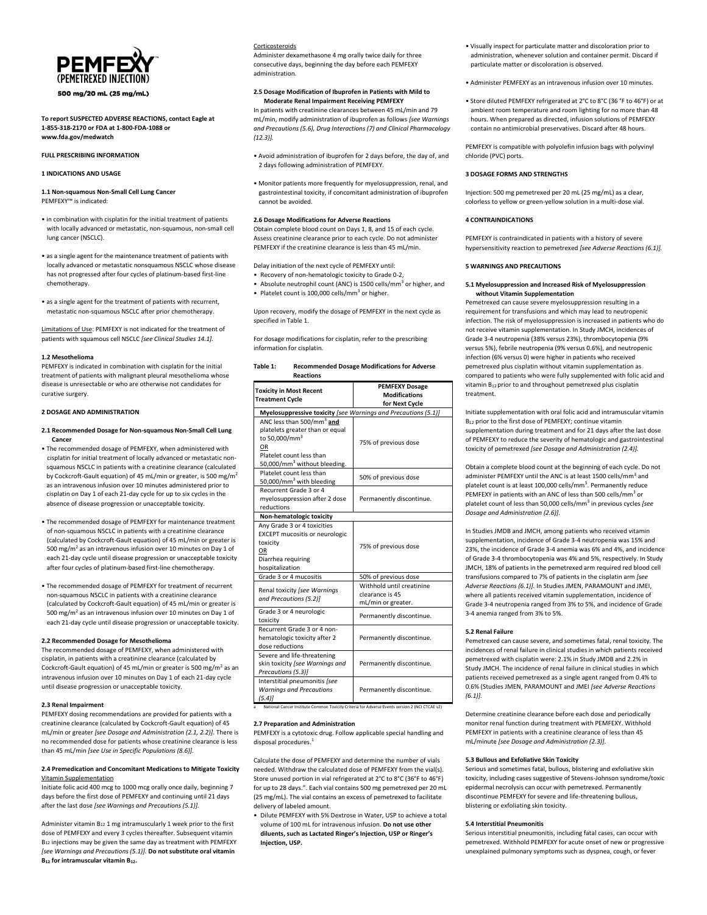**PEMFEXY™ (PEMETREXED INJECTION)**

**500 mg/20 mL (25 mg/mL)**

**To report SUSPECTED ADVERSE REACTIONS, contact Eagle at 1-855-318-2170 or FDA at 1-800-FDA-1088 or www.fda.gov/medwatch**

**FULL PRESCRIBING INFORMATION**

**1 INDICATIONS AND USAGE**

**1.1 Non-squamous Non-Small Cell Lung Cancer**

PEMFEXY™ is indicated:

- in combination with cisplatin for the initial treatment of patients with locally advanced or metastatic, non-squamous, non-small cell lung cancer (NSCLC).
- as a single agent for the maintenance treatment of patients with locally advanced or metastatic nonsquamous NSCLC whose disease has not progressed after four cycles of platinum-based first-line chemotherapy.
- as a single agent for the treatment of patients with recurrent, metastatic non-squamous NSCLC after prior chemotherapy.

Limitations of Use: PEMFEXY is not indicated for the treatment of patients with squamous cell NSCLC *[see Clinical Studies 14.1]*.

**1.2 Mesothelioma**

PEMFEXY is indicated in combination with cisplatin for the initial treatment of patients with malignant pleural mesothelioma whose disease is unresectable or who are otherwise not candidates for curative surgery.

**2 DOSAGE AND ADMINISTRATION**

**2.1 Recommended Dosage for Non-squamous Non-Small Cell Lung Cancer**

- The recommended dosage of PEMFEXY, when administered with cisplatin for initial treatment of locally advanced or metastatic non-squamous NSCLC in patients with a creatinine clearance (calculated by Cockcroft-Gault equation) of 45 mL/min or greater, is 500 mg/m² as an intravenous infusion over 10 minutes administered prior to cisplatin on Day 1 of each 21-day cycle for up to six cycles in the absence of disease progression or unacceptable toxicity.
- The recommended dosage of PEMFEXY for maintenance treatment of non-squamous NSCLC in patients with a creatinine clearance (calculated by Cockcroft-Gault equation) of 45 mL/min or greater is 500 mg/m² as an intravenous infusion over 10 minutes on Day 1 of each 21-day cycle until disease progression or unacceptable toxicity after four cycles of platinum-based first-line chemotherapy.
- The recommended dosage of PEMFEXY for treatment of recurrent non-squamous NSCLC in patients with a creatinine clearance (calculated by Cockcroft-Gault equation) of 45 mL/min or greater is 500 mg/m² as an intravenous infusion over 10 minutes on Day 1 of each 21-day cycle until disease progression or unacceptable toxicity.

**2.2 Recommended Dosage for Mesothelioma**

The recommended dosage of PEMFEXY, when administered with cisplatin, in patients with a creatinine clearance (calculated by Cockcroft-Gault equation) of 45 mL/min or greater is 500 mg/m² as an intravenous infusion over 10 minutes on Day 1 of each 21-day cycle until disease progression or unacceptable toxicity.

**2.3 Renal Impairment**

PEMFEXY dosing recommendations are provided for patients with a creatinine clearance (calculated by Cockcroft-Gault equation) of 45 mL/min or greater *[see Dosage and Administration (2.1, 2.2)]*. There is no recommended dose for patients whose creatinine clearance is less than 45 mL/min *[see Use in Specific Populations (8.6)]*.

**2.4 Premedication and Concomitant Medications to Mitigate Toxicity**

Vitamin Supplementation

Initiate folic acid 400 mcg to 1000 mcg orally once daily, beginning 7 days before the first dose of PEMFEXY and continuing until 21 days after the last dose *[see Warnings and Precautions (5.1)]*.

Administer vitamin $B_{12}$ 1 mg intramuscularly 1 week prior to the first dose of PEMFEXY and every 3 cycles thereafter. Subsequent vitamin $B_{12}$ injections may be given the same day as treatment with PEMFEXY *[see Warnings and Precautions (5.1)]*. **Do not substitute oral vitamin $B_{12}$ for intramuscular vitamin $B_{12}$.**

Corticosteroids

Administer dexamethasone 4 mg orally twice daily for three consecutive days, beginning the day before each PEMFEXY administration.

**2.5 Dosage Modification of Ibuprofen in Patients with Mild to Moderate Renal Impairment Receiving PEMFEXY**

In patients with creatinine clearances between 45 mL/min and 79 mL/min, modify administration of ibuprofen as follows *[see Warnings and Precautions (5.6), Drug Interactions (7) and Clinical Pharmacology (12.3)]*.

- Avoid administration of ibuprofen for 2 days before, the day of, and 2 days following administration of PEMFEXY.
- Monitor patients more frequently for myelosuppression, renal, and gastrointestinal toxicity, if concomitant administration of ibuprofen cannot be avoided.

**2.6 Dosage Modifications for Adverse Reactions**

Obtain complete blood count on Days 1, 8, and 15 of each cycle. Assess creatinine clearance prior to each cycle. Do not administer PEMFEXY if the creatinine clearance is less than 45 mL/min.

Delay initiation of the next cycle of PEMFEXY until:

- Recovery of non-hematologic toxicity to Grade 0-2,
- Absolute neutrophil count (ANC) is 1500 cells/mm³ or higher, and
- Platelet count is 100,000 cells/mm³ or higher.

Upon recovery, modify the dosage of PEMFEXY in the next cycle as specified in Table 1.

For dosage modifications for cisplatin, refer to the prescribing information for cisplatin.

**Table 1: Recommended Dosage Modifications for Adverse Reactions**

| Toxicity in Most Recent Treatment Cycle | PEMFEXY Dosage Modifications for Next Cycle |
|---|---|
| **Myelosuppressive toxicity** *[see Warnings and Precautions (5.1)]* | |
| ANC less than 500/mm³ **and** platelets greater than or equal to 50,000/mm³ OR Platelet count less than 50,000/mm³ without bleeding. | 75% of previous dose |
| Platelet count less than 50,000/mm³ with bleeding | 50% of previous dose |
| Recurrent Grade 3 or 4 myelosuppression after 2 dose reductions | Permanently discontinue. |
| **Non-hematologic toxicity** | |
| Any Grade 3 or 4 toxicities EXCEPT mucositis or neurologic toxicity OR Diarrhea requiring hospitalization | 75% of previous dose |
| Grade 3 or 4 mucositis | 50% of previous dose |
| Renal toxicity *[see Warnings and Precautions (5.2)]* | Withhold until creatinine clearance is 45 mL/min or greater. |
| Grade 3 or 4 neurologic toxicity | Permanently discontinue. |
| Recurrent Grade 3 or 4 non-hematologic toxicity after 2 dose reductions | Permanently discontinue. |
| Severe and life-threatening skin toxicity *[see Warnings and Precautions (5.3)]* | Permanently discontinue. |
| Interstitial pneumonitis *[see Warnings and Precautions (5.4)]* | Permanently discontinue. |

[a] National Cancer Institute Common Toxicity Criteria for Adverse Events version 2 (NCI CTCAE v2)

**2.7 Preparation and Administration**

PEMFEXY is a cytotoxic drug. Follow applicable special handling and disposal procedures.[1]

Calculate the dose of PEMFEXY and determine the number of vials needed. Withdraw the calculated dose of PEMFEXY from the vial(s). Store unused portion in vial refrigerated at 2°C to 8°C (36°F to 46°F) for up to 28 days.". Each vial contains 500 mg pemetrexed per 20 mL (25 mg/mL). The vial contains an excess of pemetrexed to facilitate delivery of labeled amount.

- Dilute PEMFEXY with 5% Dextrose in Water, USP to achieve a total volume of 100 mL for intravenous infusion. **Do not use other diluents, such as Lactated Ringer's Injection, USP or Ringer's Injection, USP.**
- Visually inspect for particulate matter and discoloration prior to administration, whenever solution and container permit. Discard if particulate matter or discoloration is observed.
- Administer PEMFEXY as an intravenous infusion over 10 minutes.
- Store diluted PEMFEXY refrigerated at 2°C to 8°C (36 °F to 46°F) or at ambient room temperature and room lighting for no more than 48 hours. When prepared as directed, infusion solutions of PEMFEXY contain no antimicrobial preservatives. Discard after 48 hours.

PEMFEXY is compatible with polyolefin infusion bags with polyvinyl chloride (PVC) ports.

**3 DOSAGE FORMS AND STRENGTHS**

Injection: 500 mg pemetrexed per 20 mL (25 mg/mL) as a clear, colorless to yellow or green-yellow solution in a multi-dose vial.

**4 CONTRAINDICATIONS**

PEMFEXY is contraindicated in patients with a history of severe hypersensitivity reaction to pemetrexed *[see Adverse Reactions (6.1)]*.

**5 WARNINGS AND PRECAUTIONS**

**5.1 Myelosuppression and Increased Risk of Myelosuppression without Vitamin Supplementation**

Pemetrexed can cause severe myelosuppression resulting in a requirement for transfusions and which may lead to neutropenic infection. The risk of myelosuppression is increased in patients who do not receive vitamin supplementation. In Study JMCH, incidences of Grade 3-4 neutropenia (38% versus 23%), thrombocytopenia (9% versus 5%), febrile neutropenia (9% versus 0.6%), and neutropenic infection (6% versus 0) were higher in patients who received pemetrexed plus cisplatin without vitamin supplementation as compared to patients who were fully supplemented with folic acid and vitamin $B_{12}$ prior to and throughout pemetrexed plus cisplatin treatment.

Initiate supplementation with oral folic acid and intramuscular vitamin $B_{12}$ prior to the first dose of PEMFEXY; continue vitamin supplementation during treatment and for 21 days after the last dose of PEMFEXY to reduce the severity of hematologic and gastrointestinal toxicity of pemetrexed *[see Dosage and Administration (2.4)]*.

Obtain a complete blood count at the beginning of each cycle. Do not administer PEMFEXY until the ANC is at least 1500 cells/mm³ and platelet count is at least 100,000 cells/mm³. Permanently reduce PEMFEXY in patients with an ANC of less than 500 cells/mm³ or platelet count of less than 50,000 cells/mm³ in previous cycles *[see Dosage and Administration (2.6)]*.

In Studies JMDB and JMCH, among patients who received vitamin supplementation, incidence of Grade 3-4 neutropenia was 15% and 23%, the incidence of Grade 3-4 anemia was 6% and 4%, and incidence of Grade 3-4 thrombocytopenia was 4% and 5%, respectively. In Study JMCH, 18% of patients in the pemetrexed arm required red blood cell transfusions compared to 7% of patients in the cisplatin arm *[see Adverse Reactions (6.1)]*. In Studies JMEN, PARAMOUNT and JMEI, where all patients received vitamin supplementation, incidence of Grade 3-4 neutropenia ranged from 3% to 5%, and incidence of Grade 3-4 anemia ranged from 3% to 5%.

**5.2 Renal Failure**

Pemetrexed can cause severe, and sometimes fatal, renal toxicity. The incidences of renal failure in clinical studies in which patients received pemetrexed with cisplatin were: 2.1% in Study JMDB and 2.2% in Study JMCH. The incidence of renal failure in clinical studies in which patients received pemetrexed as a single agent ranged from 0.4% to 0.6% (Studies JMEN, PARAMOUNT and JMEI *[see Adverse Reactions (6.1)]*.

Determine creatinine clearance before each dose and periodically monitor renal function during treatment with PEMFEXY. Withhold PEMFEXY in patients with a creatinine clearance of less than 45 mL/minute *[see Dosage and Administration (2.3)]*.

**5.3 Bullous and Exfoliative Skin Toxicity**

Serious and sometimes fatal, bullous, blistering and exfoliative skin toxicity, including cases suggestive of Stevens-Johnson syndrome/toxic epidermal necrolysis can occur with pemetrexed. Permanently discontinue PEMFEXY for severe and life-threatening bullous, blistering or exfoliating skin toxicity.

**5.4 Interstitial Pneumonitis**

Serious interstitial pneumonitis, including fatal cases, can occur with pemetrexed. Withhold PEMFEXY for acute onset of new or progressive unexplained pulmonary symptoms such as dyspnea, cough, or fever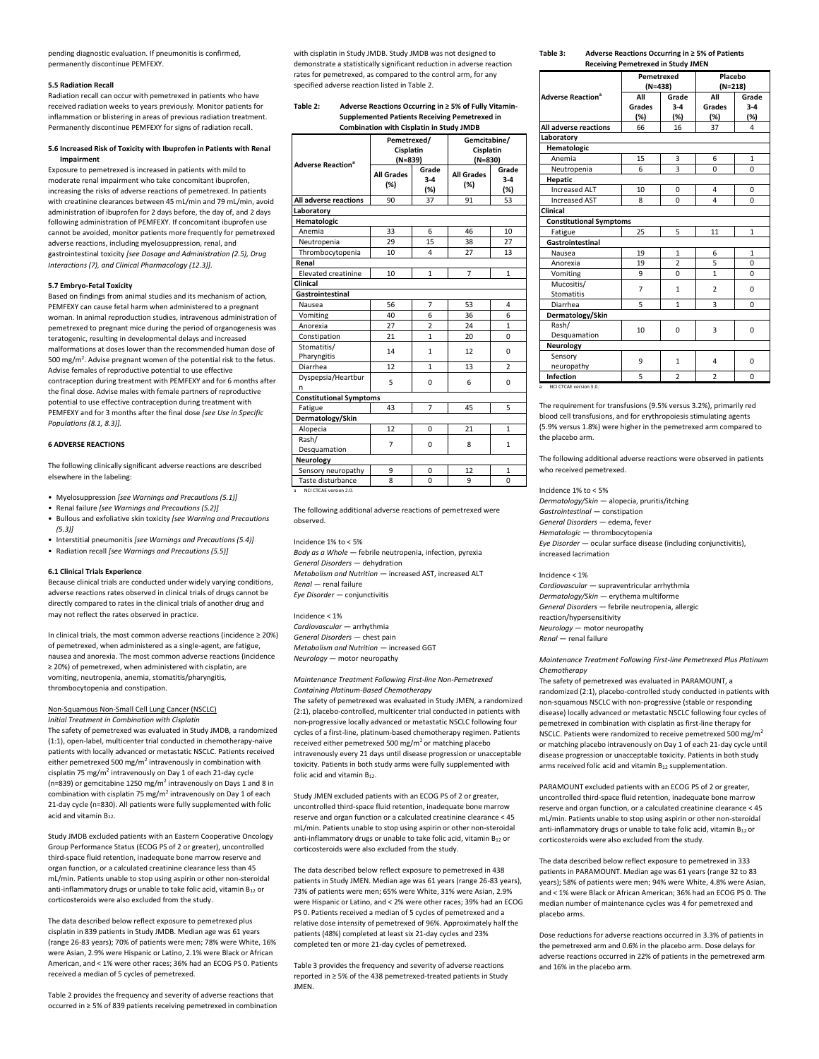pending diagnostic evaluation. If pneumonitis is confirmed, permanently discontinue PEMFEXY.

### 5.5 Radiation Recall

Radiation recall can occur with pemetrexed in patients who have received radiation weeks to years previously. Monitor patients for inflammation or blistering in areas of previous radiation treatment. Permanently discontinue PEMFEXY for signs of radiation recall.

### 5.6 Increased Risk of Toxicity with Ibuprofen in Patients with Renal Impairment

Exposure to pemetrexed is increased in patients with mild to moderate renal impairment who take concomitant ibuprofen, increasing the risks of adverse reactions of pemetrexed. In patients with creatinine clearances between 45 mL/min and 79 mL/min, avoid administration of ibuprofen for 2 days before, the day of, and 2 days following administration of PEMFEXY. If concomitant ibuprofen use cannot be avoided, monitor patients more frequently for pemetrexed adverse reactions, including myelosuppression, renal, and gastrointestinal toxicity *[see Dosage and Administration (2.5), Drug Interactions (7), and Clinical Pharmacology (12.3)]*.

### 5.7 Embryo-Fetal Toxicity

Based on findings from animal studies and its mechanism of action, PEMFEXY can cause fetal harm when administered to a pregnant woman. In animal reproduction studies, intravenous administration of pemetrexed to pregnant mice during the period of organogenesis was teratogenic, resulting in developmental delays and increased malformations at doses lower than the recommended human dose of 500 mg/m$^2$. Advise pregnant women of the potential risk to the fetus. Advise females of reproductive potential to use effective contraception during treatment with PEMFEXY and for 6 months after the final dose. Advise males with female partners of reproductive potential to use effective contraception during treatment with PEMFEXY and for 3 months after the final dose *[see Use in Specific Populations (8.1, 8.3)]*.

## 6 ADVERSE REACTIONS

The following clinically significant adverse reactions are described elsewhere in the labeling:

- Myelosuppression *[see Warnings and Precautions (5.1)]*
- Renal failure *[see Warnings and Precautions (5.2)]*
- Bullous and exfoliative skin toxicity *[see Warning and Precautions (5.3)]*
- Interstitial pneumonitis *[see Warnings and Precautions (5.4)]*
- Radiation recall *[see Warnings and Precautions (5.5)]*

### 6.1 Clinical Trials Experience

Because clinical trials are conducted under widely varying conditions, adverse reactions rates observed in clinical trials of drugs cannot be directly compared to rates in the clinical trials of another drug and may not reflect the rates observed in practice.

In clinical trials, the most common adverse reactions (incidence ≥ 20%) of pemetrexed, when administered as a single-agent, are fatigue, nausea and anorexia. The most common adverse reactions (incidence ≥ 20%) of pemetrexed, when administered with cisplatin, are vomiting, neutropenia, anemia, stomatitis/pharyngitis, thrombocytopenia and constipation.

Non-Squamous Non-Small Cell Lung Cancer (NSCLC)

*Initial Treatment in Combination with Cisplatin*

The safety of pemetrexed was evaluated in Study JMDB, a randomized (1:1), open-label, multicenter trial conducted in chemotherapy-naive patients with locally advanced or metastatic NSCLC. Patients received either pemetrexed 500 mg/m$^2$ intravenously in combination with cisplatin 75 mg/m$^2$ intravenously on Day 1 of each 21-day cycle (n=839) or gemcitabine 1250 mg/m$^2$ intravenously on Days 1 and 8 in combination with cisplatin 75 mg/m$^2$ intravenously on Day 1 of each 21-day cycle (n=830). All patients were fully supplemented with folic acid and vitamin $B_{12}$.

Study JMDB excluded patients with an Eastern Cooperative Oncology Group Performance Status (ECOG PS of 2 or greater), uncontrolled third-space fluid retention, inadequate bone marrow reserve and organ function, or a calculated creatinine clearance less than 45 mL/min. Patients unable to stop using aspirin or other non-steroidal anti-inflammatory drugs or unable to take folic acid, vitamin $B_{12}$ or corticosteroids were also excluded from the study.

The data described below reflect exposure to pemetrexed plus cisplatin in 839 patients in Study JMDB. Median age was 61 years (range 26-83 years); 70% of patients were men; 78% were White, 16% were Asian, 2.9% were Hispanic or Latino, 2.1% were Black or African American, and < 1% were other races; 36% had an ECOG PS 0. Patients received a median of 5 cycles of pemetrexed.

Table 2 provides the frequency and severity of adverse reactions that occurred in ≥ 5% of 839 patients receiving pemetrexed in combination with cisplatin in Study JMDB. Study JMDB was not designed to demonstrate a statistically significant reduction in adverse reaction rates for pemetrexed, as compared to the control arm, for any specified adverse reaction listed in Table 2.

**Table 2: Adverse Reactions Occurring in ≥ 5% of Fully Vitamin-Supplemented Patients Receiving Pemetrexed in Combination with Cisplatin in Study JMDB**

| Adverse Reaction[a] | Pemetrexed/ Cisplatin (N=839) | | Gemcitabine/ Cisplatin (N=830) | |
|---|---|---|---|---|
| | All Grades (%) | Grade 3-4 (%) | All Grades (%) | Grade 3-4 (%) |
| **All adverse reactions** | 90 | 37 | 91 | 53 |
| **Laboratory** | | | | |
| **Hematologic** | | | | |
| Anemia | 33 | 6 | 46 | 10 |
| Neutropenia | 29 | 15 | 38 | 27 |
| Thrombocytopenia | 10 | 4 | 27 | 13 |
| **Renal** | | | | |
| Elevated creatinine | 10 | 1 | 7 | 1 |
| **Clinical** | | | | |
| **Gastrointestinal** | | | | |
| Nausea | 56 | 7 | 53 | 4 |
| Vomiting | 40 | 6 | 36 | 6 |
| Anorexia | 27 | 2 | 24 | 1 |
| Constipation | 21 | 1 | 20 | 0 |
| Stomatitis/ Pharyngitis | 14 | 1 | 12 | 0 |
| Diarrhea | 12 | 1 | 13 | 2 |
| Dyspepsia/Heartburn | 5 | 0 | 6 | 0 |
| **Constitutional Symptoms** | | | | |
| Fatigue | 43 | 7 | 45 | 5 |
| **Dermatology/Skin** | | | | |
| Alopecia | 12 | 0 | 21 | 1 |
| Rash/ Desquamation | 7 | 0 | 8 | 1 |
| **Neurology** | | | | |
| Sensory neuropathy | 9 | 0 | 12 | 1 |
| Taste disturbance | 8 | 0 | 9 | 0 |

a NCI CTCAE version 2.0.

The following additional adverse reactions of pemetrexed were observed.

Incidence 1% to < 5%
*Body as a Whole* — febrile neutropenia, infection, pyrexia
*General Disorders* — dehydration
*Metabolism and Nutrition* — increased AST, increased ALT
*Renal* — renal failure
*Eye Disorder* — conjunctivitis

Incidence < 1%
*Cardiovascular* — arrhythmia
*General Disorders* — chest pain
*Metabolism and Nutrition* — increased GGT
*Neurology* — motor neuropathy

*Maintenance Treatment Following First-line Non-Pemetrexed Containing Platinum-Based Chemotherapy*

The safety of pemetrexed was evaluated in Study JMEN, a randomized (2:1), placebo-controlled, multicenter trial conducted in patients with non-progressive locally advanced or metastatic NSCLC following four cycles of a first-line, platinum-based chemotherapy regimen. Patients received either pemetrexed 500 mg/m$^2$ or matching placebo intravenously every 21 days until disease progression or unacceptable toxicity. Patients in both study arms were fully supplemented with folic acid and vitamin $B_{12}$.

Study JMEN excluded patients with an ECOG PS of 2 or greater, uncontrolled third-space fluid retention, inadequate bone marrow reserve and organ function or a calculated creatinine clearance < 45 mL/min. Patients unable to stop using aspirin or other non-steroidal anti-inflammatory drugs or unable to take folic acid, vitamin $B_{12}$ or corticosteroids were also excluded from the study.

The data described below reflect exposure to pemetrexed in 438 patients in Study JMEN. Median age was 61 years (range 26-83 years), 73% of patients were men; 65% were White, 31% were Asian, 2.9% were Hispanic or Latino, and < 2% were other races; 39% had an ECOG PS 0. Patients received a median of 5 cycles of pemetrexed and a relative dose intensity of pemetrexed of 96%. Approximately half the patients (48%) completed at least six 21-day cycles and 23% completed ten or more 21-day cycles of pemetrexed.

Table 3 provides the frequency and severity of adverse reactions reported in ≥ 5% of the 438 pemetrexed-treated patients in Study JMEN.

**Table 3: Adverse Reactions Occurring in ≥ 5% of Patients Receiving Pemetrexed in Study JMEN**

| Adverse Reaction[a] | Pemetrexed (N=438) | | Placebo (N=218) | |
|---|---|---|---|---|
| | All Grades (%) | Grade 3-4 (%) | All Grades (%) | Grade 3-4 (%) |
| **All adverse reactions** | 66 | 16 | 37 | 4 |
| **Laboratory** | | | | |
| **Hematologic** | | | | |
| Anemia | 15 | 3 | 6 | 1 |
| Neutropenia | 6 | 3 | 0 | 0 |
| **Hepatic** | | | | |
| Increased ALT | 10 | 0 | 4 | 0 |
| Increased AST | 8 | 0 | 4 | 0 |
| **Clinical** | | | | |
| **Constitutional Symptoms** | | | | |
| Fatigue | 25 | 5 | 11 | 1 |
| **Gastrointestinal** | | | | |
| Nausea | 19 | 1 | 6 | 1 |
| Anorexia | 19 | 2 | 5 | 0 |
| Vomiting | 9 | 0 | 1 | 0 |
| Mucositis/ Stomatitis | 7 | 1 | 2 | 0 |
| Diarrhea | 5 | 1 | 3 | 0 |
| **Dermatology/Skin** | | | | |
| Rash/ Desquamation | 10 | 0 | 3 | 0 |
| **Neurology** | | | | |
| Sensory neuropathy | 9 | 1 | 4 | 0 |
| **Infection** | 5 | 2 | 2 | 0 |

a NCI CTCAE version 3.0.

The requirement for transfusions (9.5% versus 3.2%), primarily red blood cell transfusions, and for erythropoiesis stimulating agents (5.9% versus 1.8%) were higher in the pemetrexed arm compared to the placebo arm.

The following additional adverse reactions were observed in patients who received pemetrexed.

Incidence 1% to < 5%
*Dermatology/Skin* — alopecia, pruritis/itching
*Gastrointestinal* — constipation
*General Disorders* — edema, fever
*Hematologic* — thrombocytopenia
*Eye Disorder* — ocular surface disease (including conjunctivitis), increased lacrimation

Incidence < 1%
*Cardiovascular* — supraventricular arrhythmia
*Dermatology/Skin* — erythema multiforme
*General Disorders* — febrile neutropenia, allergic reaction/hypersensitivity
*Neurology* — motor neuropathy
*Renal* — renal failure

*Maintenance Treatment Following First-line Pemetrexed Plus Platinum Chemotherapy*

The safety of pemetrexed was evaluated in PARAMOUNT, a randomized (2:1), placebo-controlled study conducted in patients with non-squamous NSCLC with non-progressive (stable or responding disease) locally advanced or metastatic NSCLC following four cycles of pemetrexed in combination with cisplatin as first-line therapy for NSCLC. Patients were randomized to receive pemetrexed 500 mg/m$^2$ or matching placebo intravenously on Day 1 of each 21-day cycle until disease progression or unacceptable toxicity. Patients in both study arms received folic acid and vitamin $B_{12}$ supplementation.

PARAMOUNT excluded patients with an ECOG PS of 2 or greater, uncontrolled third-space fluid retention, inadequate bone marrow reserve and organ function, or a calculated creatinine clearance < 45 mL/min. Patients unable to stop using aspirin or other non-steroidal anti-inflammatory drugs or unable to take folic acid, vitamin $B_{12}$ or corticosteroids were also excluded from the study.

The data described below reflect exposure to pemetrexed in 333 patients in PARAMOUNT. Median age was 61 years (range 32 to 83 years); 58% of patients were men; 94% were White, 4.8% were Asian, and < 1% were Black or African American; 36% had an ECOG PS 0. The median number of maintenance cycles was 4 for pemetrexed and placebo arms.

Dose reductions for adverse reactions occurred in 3.3% of patients in the pemetrexed arm and 0.6% in the placebo arm. Dose delays for adverse reactions occurred in 22% of patients in the pemetrexed arm and 16% in the placebo arm.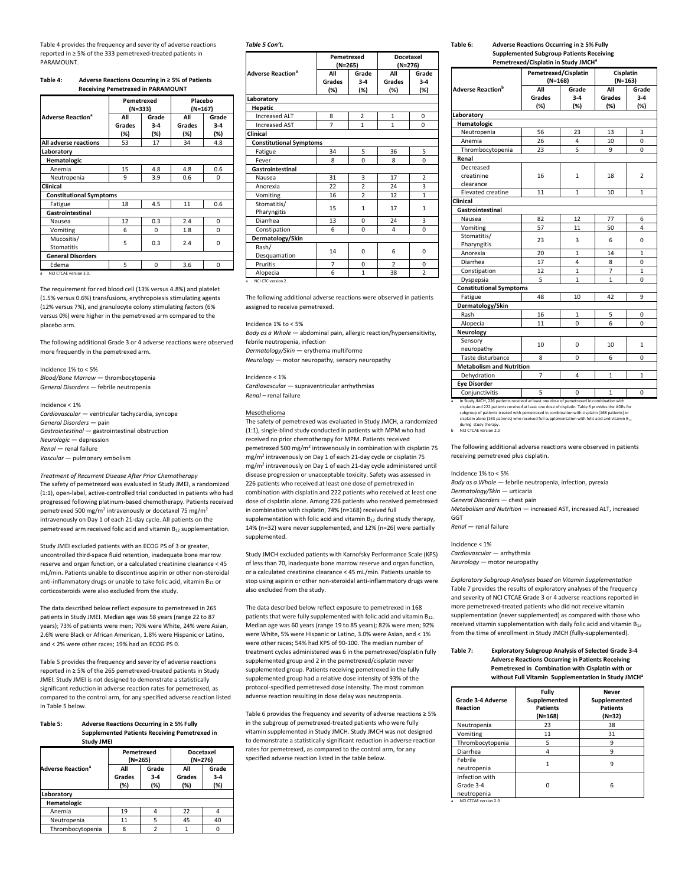Table 4 provides the frequency and severity of adverse reactions reported in ≥ 5% of the 333 pemetrexed-treated patients in PARAMOUNT.

**Table 4: Adverse Reactions Occurring in ≥ 5% of Patients Receiving Pemetrexed in PARAMOUNT**

| Adverse Reaction[a] | Pemetrexed (N=333) | | Placebo (N=167) | |
|---|---|---|---|---|
| | All Grades (%) | Grade 3-4 (%) | All Grades (%) | Grade 3-4 (%) |
| All adverse reactions | 53 | 17 | 34 | 4.8 |
| **Laboratory** | | | | |
| **Hematologic** | | | | |
| Anemia | 15 | 4.8 | 4.8 | 0.6 |
| Neutropenia | 9 | 3.9 | 0.6 | 0 |
| **Clinical** | | | | |
| **Constitutional Symptoms** | | | | |
| Fatigue | 18 | 4.5 | 11 | 0.6 |
| **Gastrointestinal** | | | | |
| Nausea | 12 | 0.3 | 2.4 | 0 |
| Vomiting | 6 | 0 | 1.8 | 0 |
| Mucositis/ Stomatitis | 5 | 0.3 | 2.4 | 0 |
| **General Disorders** | | | | |
| Edema | 5 | 0 | 3.6 | 0 |

a NCI CTCAE version 3.0.

The requirement for red blood cell (13% versus 4.8%) and platelet (1.5% versus 0.6%) transfusions, erythropoiesis stimulating agents (12% versus 7%), and granulocyte colony stimulating factors (6% versus 0%) were higher in the pemetrexed arm compared to the placebo arm.

The following additional Grade 3 or 4 adverse reactions were observed more frequently in the pemetrexed arm.

Incidence 1% to < 5%
*Blood/Bone Marrow* — thrombocytopenia
*General Disorders* — febrile neutropenia

Incidence < 1%
*Cardiovascular* — ventricular tachycardia, syncope
*General Disorders* — pain
*Gastrointestinal* — gastrointestinal obstruction
*Neurologic* — depression
*Renal* — renal failure
*Vascular* — pulmonary embolism

*Treatment of Recurrent Disease After Prior Chemotherapy*
The safety of pemetrexed was evaluated in Study JMEI, a randomized (1:1), open-label, active-controlled trial conducted in patients who had progressed following platinum-based chemotherapy. Patients received pemetrexed 500 mg/m$^2$ intravenously or docetaxel 75 mg/m$^2$ intravenously on Day 1 of each 21-day cycle. All patients on the pemetrexed arm received folic acid and vitamin $B_{12}$ supplementation.

Study JMEI excluded patients with an ECOG PS of 3 or greater, uncontrolled third-space fluid retention, inadequate bone marrow reserve and organ function, or a calculated creatinine clearance < 45 mL/min. Patients unable to discontinue aspirin or other non-steroidal anti-inflammatory drugs or unable to take folic acid, vitamin $B_{12}$ or corticosteroids were also excluded from the study.

The data described below reflect exposure to pemetrexed in 265 patients in Study JMEI. Median age was 58 years (range 22 to 87 years); 73% of patients were men; 70% were White, 24% were Asian, 2.6% were Black or African American, 1.8% were Hispanic or Latino, and < 2% were other races; 19% had an ECOG PS 0.

Table 5 provides the frequency and severity of adverse reactions reported in ≥ 5% of the 265 pemetrexed-treated patients in Study JMEI. Study JMEI is not designed to demonstrate a statistically significant reduction in adverse reaction rates for pemetrexed, as compared to the control arm, for any specified adverse reaction listed in Table 5 below.

**Table 5: Adverse Reactions Occurring in ≥ 5% Fully Supplemented Patients Receiving Pemetrexed in Study JMEI**

| Adverse Reaction[a] | Pemetrexed (N=265) | | Docetaxel (N=276) | |
|---|---|---|---|---|
| | All Grades (%) | Grade 3-4 (%) | All Grades (%) | Grade 3-4 (%) |
| **Laboratory** | | | | |
| **Hematologic** | | | | |
| Anemia | 19 | 4 | 22 | 4 |
| Neutropenia | 11 | 5 | 45 | 40 |
| Thrombocytopenia | 8 | 2 | 1 | 0 |
| **Hepatic** | | | | |
| Increased ALT | 8 | 2 | 1 | 0 |
| Increased AST | 7 | 1 | 1 | 0 |
| **Clinical** | | | | |
| **Constitutional Symptoms** | | | | |
| Fatigue | 34 | 5 | 36 | 5 |
| Fever | 8 | 0 | 8 | 0 |
| **Gastrointestinal** | | | | |
| Nausea | 31 | 3 | 17 | 2 |
| Anorexia | 22 | 2 | 24 | 3 |
| Vomiting | 16 | 2 | 12 | 1 |
| Stomatitis/ Pharyngitis | 15 | 1 | 17 | 1 |
| Diarrhea | 13 | 0 | 24 | 3 |
| Constipation | 6 | 0 | 4 | 0 |
| **Dermatology/Skin** | | | | |
| Rash/ Desquamation | 14 | 0 | 6 | 0 |
| Pruritis | 7 | 0 | 2 | 0 |
| Alopecia | 6 | 1 | 38 | 2 |

a NCI CTC version 2.

The following additional adverse reactions were observed in patients assigned to receive pemetrexed.

Incidence 1% to < 5%
*Body as a Whole* — abdominal pain, allergic reaction/hypersensitivity, febrile neutropenia, infection
*Dermatology/Skin* — erythema multiforme
*Neurology* — motor neuropathy, sensory neuropathy

Incidence < 1%
*Cardiovascular* — supraventricular arrhythmias
*Renal* – renal failure

Mesothelioma
The safety of pemetrexed was evaluated in Study JMCH, a randomized (1:1), single-blind study conducted in patients with MPM who had received no prior chemotherapy for MPM. Patients received pemetrexed 500 mg/m$^2$ intravenously in combination with cisplatin 75 mg/m$^2$ intravenously on Day 1 of each 21-day cycle or cisplatin 75 mg/m$^2$ intravenously on Day 1 of each 21-day cycle administered until disease progression or unacceptable toxicity. Safety was assessed in 226 patients who received at least one dose of pemetrexed in combination with cisplatin and 222 patients who received at least one dose of cisplatin alone. Among 226 patients who received pemetrexed in combination with cisplatin, 74% (n=168) received full supplementation with folic acid and vitamin $B_{12}$ during study therapy, 14% (n=32) were never supplemented, and 12% (n=26) were partially supplemented.

Study JMCH excluded patients with Karnofsky Performance Scale (KPS) of less than 70, inadequate bone marrow reserve and organ function, or a calculated creatinine clearance < 45 mL/min. Patients unable to stop using aspirin or other non-steroidal anti-inflammatory drugs were also excluded from the study.

The data described below reflect exposure to pemetrexed in 168 patients that were fully supplemented with folic acid and vitamin $B_{12}$. Median age was 60 years (range 19 to 85 years); 82% were men; 92% were White, 5% were Hispanic or Latino, 3.0% were Asian, and < 1% were other races; 54% had KPS of 90-100. The median number of treatment cycles administered was 6 in the pemetrexed/cisplatin fully supplemented group and 2 in the pemetrexed/cisplatin never supplemented group. Patients receiving pemetrexed in the fully supplemented group had a relative dose intensity of 93% of the protocol-specified pemetrexed dose intensity. The most common adverse reaction resulting in dose delay was neutropenia.

Table 6 provides the frequency and severity of adverse reactions ≥ 5% in the subgroup of pemetrexed-treated patients who were fully vitamin supplemented in Study JMCH. Study JMCH was not designed to demonstrate a statistically significant reduction in adverse reaction rates for pemetrexed, as compared to the control arm, for any specified adverse reaction listed in the table below.

**Table 6: Adverse Reactions Occurring in ≥ 5% Fully Supplemented Subgroup Patients Receiving Pemetrexed/Cisplatin in Study JMCH[a]**

| Adverse Reaction[b] | Pemetrexed/Cisplatin (N=168) | | Cisplatin (N=163) | |
|---|---|---|---|---|
| | All Grades (%) | Grade 3-4 (%) | All Grades (%) | Grade 3-4 (%) |
| **Laboratory** | | | | |
| **Hematologic** | | | | |
| Neutropenia | 56 | 23 | 13 | 3 |
| Anemia | 26 | 4 | 10 | 0 |
| Thrombocytopenia | 23 | 5 | 9 | 0 |
| **Renal** | | | | |
| Decreased creatinine clearance | 16 | 1 | 18 | 2 |
| Elevated creatine | 11 | 1 | 10 | 1 |
| **Clinical** | | | | |
| **Gastrointestinal** | | | | |
| Nausea | 82 | 12 | 77 | 6 |
| Vomiting | 57 | 11 | 50 | 4 |
| Stomatitis/ Pharyngitis | 23 | 3 | 6 | 0 |
| Anorexia | 20 | 1 | 14 | 1 |
| Diarrhea | 17 | 4 | 8 | 0 |
| Constipation | 12 | 1 | 7 | 1 |
| Dyspepsia | 5 | 1 | 1 | 0 |
| **Constitutional Symptoms** | | | | |
| Fatigue | 48 | 10 | 42 | 9 |
| **Dermatology/Skin** | | | | |
| Rash | 16 | 1 | 5 | 0 |
| Alopecia | 11 | 0 | 6 | 0 |
| **Neurology** | | | | |
| Sensory neuropathy | 10 | 0 | 10 | 1 |
| Taste disturbance | 8 | 0 | 6 | 0 |
| **Metabolism and Nutrition** | | | | |
| Dehydration | 7 | 4 | 1 | 1 |
| **Eye Disorder** | | | | |
| Conjunctivitis | 5 | 0 | 1 | 0 |

a In Study JMCH, 226 patients received at least one dose of pemetrexed in combination with cisplatin and 222 patients received at least one dose of cisplatin. Table 6 provides the ADRs for subgroup of patients treated with pemetrexed in combination with cisplatin (168 patients) or cisplatin alone (163 patients) who received full supplementation with folic acid and vitamin $B_{12}$ during study therapy.
b NCI CTCAE version 2.0

The following additional adverse reactions were observed in patients receiving pemetrexed plus cisplatin.

Incidence 1% to < 5%
*Body as a Whole* — febrile neutropenia, infection, pyrexia
*Dermatology/Skin* — urticaria
*General Disorders* — chest pain
*Metabolism and Nutrition* — increased AST, increased ALT, increased GGT
*Renal* — renal failure

Incidence < 1%
*Cardiovascular* — arrhythmia
*Neurology* — motor neuropathy

*Exploratory Subgroup Analyses based on Vitamin Supplementation*
Table 7 provides the results of exploratory analyses of the frequency and severity of NCI CTCAE Grade 3 or 4 adverse reactions reported in more pemetrexed-treated patients who did not receive vitamin supplementation (never supplemented) as compared with those who received vitamin supplementation with daily folic acid and vitamin $B_{12}$ from the time of enrollment in Study JMCH (fully-supplemented).

**Table 7: Exploratory Subgroup Analysis of Selected Grade 3-4 Adverse Reactions Occurring in Patients Receiving Pemetrexed in Combination with Cisplatin with or without Full Vitamin Supplementation in Study JMCH[a]**

| Grade 3-4 Adverse Reaction | Fully Supplemented Patients (N=168) | Never Supplemented Patients (N=32) |
|---|---|---|
| Neutropenia | 23 | 38 |
| Vomiting | 11 | 31 |
| Thrombocytopenia | 5 | 9 |
| Diarrhea | 4 | 9 |
| Febrile neutropenia | 1 | 9 |
| Infection with Grade 3-4 neutropenia | 0 | 6 |

a NCI CTCAE version 2.0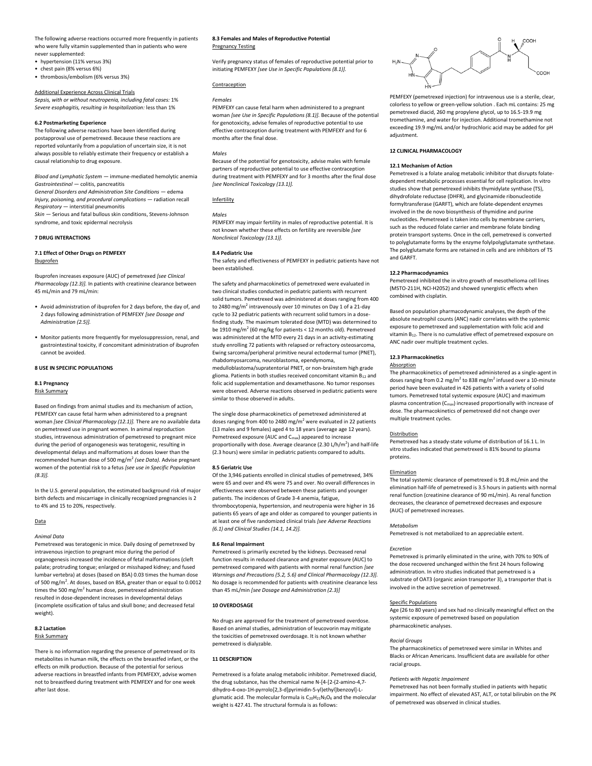The following adverse reactions occurred more frequently in patients who were fully vitamin supplemented than in patients who were never supplemented:

- hypertension (11% versus 3%)
- chest pain (8% versus 6%)
- thrombosis/embolism (6% versus 3%)

Additional Experience Across Clinical Trials

*Sepsis, with or without neutropenia, including fatal cases:* 1%
*Severe esophagitis, resulting in hospitalization:* less than 1%

**6.2 Postmarketing Experience**

The following adverse reactions have been identified during postapproval use of pemetrexed. Because these reactions are reported voluntarily from a population of uncertain size, it is not always possible to reliably estimate their frequency or establish a causal relationship to drug exposure.

*Blood and Lymphatic System* — immune-mediated hemolytic anemia
*Gastrointestinal* — colitis, pancreatitis
*General Disorders and Administration Site Conditions* — edema
*Injury, poisoning, and procedural complications* — radiation recall
*Respiratory* — interstitial pneumonitis
*Skin* — Serious and fatal bullous skin conditions, Stevens-Johnson syndrome, and toxic epidermal necrolysis

## 7 DRUG INTERACTIONS

### 7.1 Effect of Other Drugs on PEMFEXY

Ibuprofen

Ibuprofen increases exposure (AUC) of pemetrexed *[see Clinical Pharmacology (12.3)].* In patients with creatinine clearance between 45 mL/min and 79 mL/min:

- Avoid administration of ibuprofen for 2 days before, the day of, and 2 days following administration of PEMFEXY *[see Dosage and Administration (2.5)].*
- Monitor patients more frequently for myelosuppression, renal, and gastrointestinal toxicity, if concomitant administration of ibuprofen cannot be avoided.

## 8 USE IN SPECIFIC POPULATIONS

### 8.1 Pregnancy

Risk Summary

Based on findings from animal studies and its mechanism of action, PEMFEXY can cause fetal harm when administered to a pregnant woman *[see Clinical Pharmacology (12.1)].* There are no available data on pemetrexed use in pregnant women. In animal reproduction studies, intravenous administration of pemetrexed to pregnant mice during the period of organogenesis was teratogenic, resulting in developmental delays and malformations at doses lower than the recommended human dose of 500 mg/m$^2$ *(see Data).* Advise pregnant women of the potential risk to a fetus *[see Use in Specific Population (8.3)].*

In the U.S. general population, the estimated background risk of major birth defects and miscarriage in clinically recognized pregnancies is 2 to 4% and 15 to 20%, respectively.

Data

*Animal Data*

Pemetrexed was teratogenic in mice. Daily dosing of pemetrexed by intravenous injection to pregnant mice during the period of organogenesis increased the incidence of fetal malformations (cleft palate; protruding tongue; enlarged or misshaped kidney; and fused lumbar vertebra) at doses (based on BSA) 0.03 times the human dose of 500 mg/m$^2$. At doses, based on BSA, greater than or equal to 0.0012 times the 500 mg/m$^2$ human dose, pemetrexed administration resulted in dose-dependent increases in developmental delays (incomplete ossification of talus and skull bone; and decreased fetal weight).

### 8.2 Lactation

Risk Summary

There is no information regarding the presence of pemetrexed or its metabolites in human milk, the effects on the breastfed infant, or the effects on milk production. Because of the potential for serious adverse reactions in breastfed infants from PEMFEXY, advise women not to breastfeed during treatment with PEMFEXY and for one week after last dose.

### 8.3 Females and Males of Reproductive Potential

Pregnancy Testing

Verify pregnancy status of females of reproductive potential prior to initiating PEMFEXY *[see Use in Specific Populations (8.1)].*

Contraception

*Females*

PEMFEXY can cause fetal harm when administered to a pregnant woman *[see Use in Specific Populations (8.1)].* Because of the potential for genotoxicity, advise females of reproductive potential to use effective contraception during treatment with PEMFEXY and for 6 months after the final dose.

*Males*

Because of the potential for genotoxicity, advise males with female partners of reproductive potential to use effective contraception during treatment with PEMFEXY and for 3 months after the final dose *[see Nonclinical Toxicology (13.1)].*

Infertility

*Males*

PEMFEXY may impair fertility in males of reproductive potential. It is not known whether these effects on fertility are reversible *[see Nonclinical Toxicology (13.1)].*

### 8.4 Pediatric Use

The safety and effectiveness of PEMFEXY in pediatric patients have not been established.

The safety and pharmacokinetics of pemetrexed were evaluated in two clinical studies conducted in pediatric patients with recurrent solid tumors. Pemetrexed was administered at doses ranging from 400 to 2480 mg/m$^2$ intravenously over 10 minutes on Day 1 of a 21-day cycle to 32 pediatric patients with recurrent solid tumors in a dose-finding study. The maximum tolerated dose (MTD) was determined to be 1910 mg/m$^2$ (60 mg/kg for patients < 12 months old). Pemetrexed was administered at the MTD every 21 days in an activity-estimating study enrolling 72 patients with relapsed or refractory osteosarcoma, Ewing sarcoma/peripheral primitive neural ectodermal tumor (PNET), rhabdomyosarcoma, neuroblastoma, ependymoma, medulloblastoma/supratentorial PNET, or non-brainstem high grade glioma. Patients in both studies received concomitant vitamin $B_{12}$ and folic acid supplementation and dexamethasone. No tumor responses were observed. Adverse reactions observed in pediatric patients were similar to those observed in adults.

The single dose pharmacokinetics of pemetrexed administered at doses ranging from 400 to 2480 mg/m$^2$ were evaluated in 22 patients (13 males and 9 females) aged 4 to 18 years (average age 12 years). Pemetrexed exposure (AUC and $C_{max}$) appeared to increase proportionally with dose. Average clearance (2.30 L/h/m$^2$) and half-life (2.3 hours) were similar in pediatric patients compared to adults.

### 8.5 Geriatric Use

Of the 3,946 patients enrolled in clinical studies of pemetrexed, 34% were 65 and over and 4% were 75 and over. No overall differences in effectiveness were observed between these patients and younger patients. The incidences of Grade 3-4 anemia, fatigue, thrombocytopenia, hypertension, and neutropenia were higher in 16 patients 65 years of age and older as compared to younger patients in at least one of five randomized clinical trials *[see Adverse Reactions (6.1) and Clinical Studies (14.1, 14.2)].*

### 8.6 Renal Impairment

Pemetrexed is primarily excreted by the kidneys. Decreased renal function results in reduced clearance and greater exposure (AUC) to pemetrexed compared with patients with normal renal function *[see Warnings and Precautions (5.2, 5.6) and Clinical Pharmacology (12.3)].* No dosage is recommended for patients with creatinine clearance less than 45 mL/min *[see Dosage and Administration (2.3)]*

## 10 OVERDOSAGE

No drugs are approved for the treatment of pemetrexed overdose. Based on animal studies, administration of leucovorin may mitigate the toxicities of pemetrexed overdosage. It is not known whether pemetrexed is dialyzable.

## 11 DESCRIPTION

Pemetrexed is a folate analog metabolic inhibitor. Pemetrexed diacid, the drug substance, has the chemical name N-[4-[2-(2-amino-4,7-dihydro-4-oxo-1H-pyrrolo[2,3-d]pyrimidin-5-yl)ethyl]benzoyl]-L-glutamic acid. The molecular formula is $C_{20}H_{21}N_5O_6$ and the molecular weight is 427.41. The structural formula is as follows:

PEMFEXY (pemetrexed injection) for intravenous use is a sterile, clear, colorless to yellow or green-yellow solution . Each mL contains: 25 mg pemetrexed diacid, 260 mg propylene glycol, up to 16.5-19.9 mg tromethamine, and water for injection. Additional tromethamine not exceeding 19.9 mg/mL and/or hydrochloric acid may be added for pH adjustment.

## 12 CLINICAL PHARMACOLOGY

### 12.1 Mechanism of Action

Pemetrexed is a folate analog metabolic inhibitor that disrupts folate-dependent metabolic processes essential for cell replication. In vitro studies show that pemetrexed inhibits thymidylate synthase (TS), dihydrofolate reductase (DHFR), and glycinamide ribonucleotide formyltransferase (GARFT), which are folate-dependent enzymes involved in the de novo biosynthesis of thymidine and purine nucleotides. Pemetrexed is taken into cells by membrane carriers, such as the reduced folate carrier and membrane folate binding protein transport systems. Once in the cell, pemetrexed is converted to polyglutamate forms by the enzyme folylpolyglutamate synthetase. The polyglutamate forms are retained in cells and are inhibitors of TS and GARFT.

### 12.2 Pharmacodynamics

Pemetrexed inhibited the in vitro growth of mesothelioma cell lines (MSTO-211H, NCI-H2052) and showed synergistic effects when combined with cisplatin.

Based on population pharmacodynamic analyses, the depth of the absolute neutrophil counts (ANC) nadir correlates with the systemic exposure to pemetrexed and supplementation with folic acid and vitamin $B_{12}$. There is no cumulative effect of pemetrexed exposure on ANC nadir over multiple treatment cycles.

### 12.3 Pharmacokinetics

Absorption

The pharmacokinetics of pemetrexed administered as a single-agent in doses ranging from 0.2 mg/m$^2$ to 838 mg/m$^2$ infused over a 10-minute period have been evaluated in 426 patients with a variety of solid tumors. Pemetrexed total systemic exposure (AUC) and maximum plasma concentration ($C_{max}$) increased proportionally with increase of dose. The pharmacokinetics of pemetrexed did not change over multiple treatment cycles.

Distribution

Pemetrexed has a steady-state volume of distribution of 16.1 L. In vitro studies indicated that pemetrexed is 81% bound to plasma proteins.

Elimination

The total systemic clearance of pemetrexed is 91.8 mL/min and the elimination half-life of pemetrexed is 3.5 hours in patients with normal renal function (creatinine clearance of 90 mL/min). As renal function decreases, the clearance of pemetrexed decreases and exposure (AUC) of pemetrexed increases.

*Metabolism*

Pemetrexed is not metabolized to an appreciable extent.

*Excretion*

Pemetrexed is primarily eliminated in the urine, with 70% to 90% of the dose recovered unchanged within the first 24 hours following administration. In vitro studies indicated that pemetrexed is a substrate of OAT3 (organic anion transporter 3), a transporter that is involved in the active secretion of pemetrexed.

Specific Populations

Age (26 to 80 years) and sex had no clinically meaningful effect on the systemic exposure of pemetrexed based on population pharmacokinetic analyses.

*Racial Groups*

The pharmacokinetics of pemetrexed were similar in Whites and Blacks or African Americans. Insufficient data are available for other racial groups.

*Patients with Hepatic Impairment*

Pemetrexed has not been formally studied in patients with hepatic impairment. No effect of elevated AST, ALT, or total bilirubin on the PK of pemetrexed was observed in clinical studies.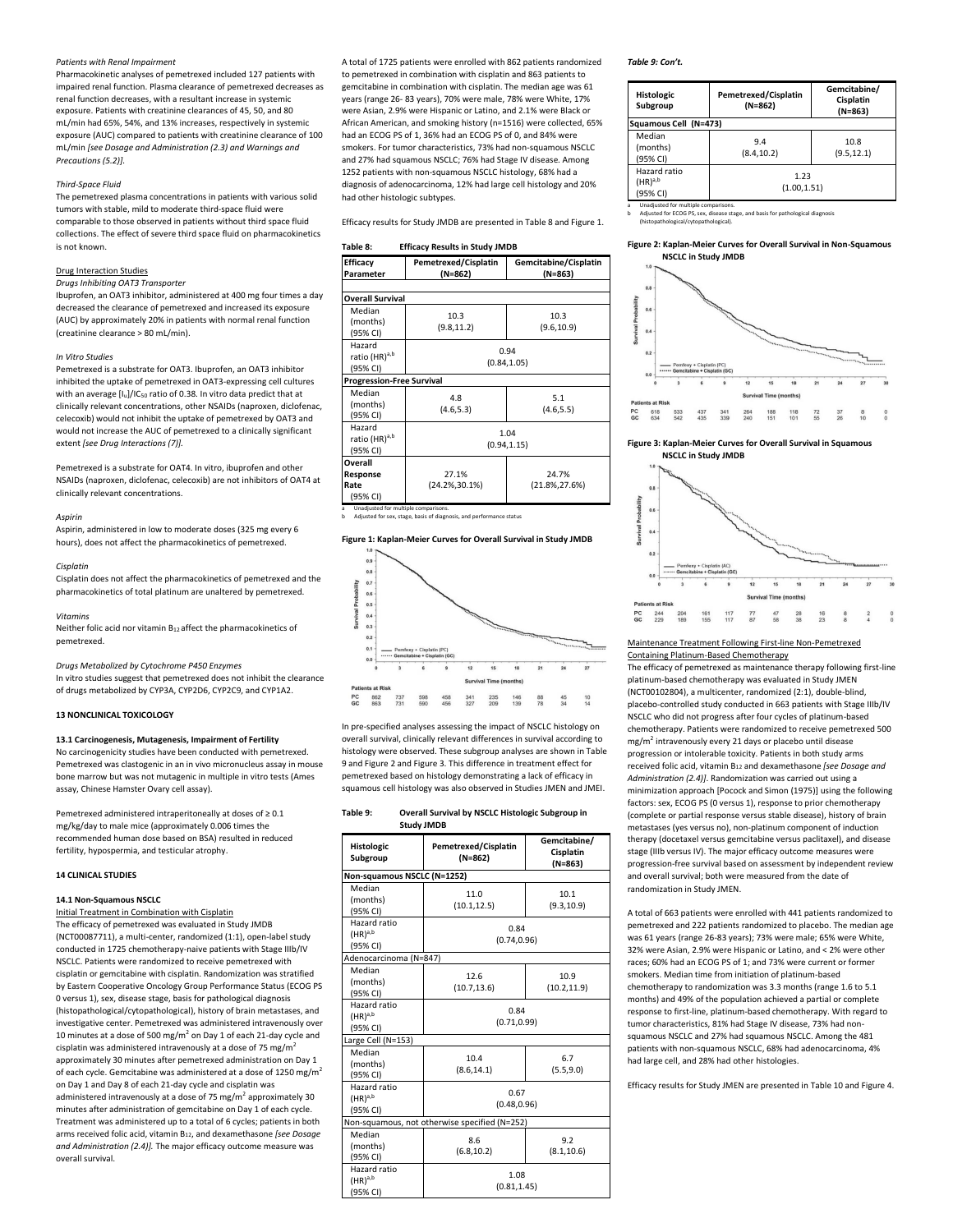*Patients with Renal Impairment*

Pharmacokinetic analyses of pemetrexed included 127 patients with impaired renal function. Plasma clearance of pemetrexed decreases as renal function decreases, with a resultant increase in systemic exposure. Patients with creatinine clearances of 45, 50, and 80 mL/min had 65%, 54%, and 13% increases, respectively in systemic exposure (AUC) compared to patients with creatinine clearance of 100 mL/min *[see Dosage and Administration (2.3) and Warnings and Precautions (5.2)].*

*Third-Space Fluid*

The pemetrexed plasma concentrations in patients with various solid tumors with stable, mild to moderate third-space fluid were comparable to those observed in patients without third space fluid collections. The effect of severe third space fluid on pharmacokinetics is not known.

Drug Interaction Studies

*Drugs Inhibiting OAT3 Transporter*

Ibuprofen, an OAT3 inhibitor, administered at 400 mg four times a day decreased the clearance of pemetrexed and increased its exposure (AUC) by approximately 20% in patients with normal renal function (creatinine clearance > 80 mL/min).

*In Vitro Studies*

Pemetrexed is a substrate for OAT3. Ibuprofen, an OAT3 inhibitor inhibited the uptake of pemetrexed in OAT3-expressing cell cultures with an average $[I_u]/IC_{50}$ ratio of 0.38. In vitro data predict that at clinically relevant concentrations, other NSAIDs (naproxen, diclofenac, celecoxib) would not inhibit the uptake of pemetrexed by OAT3 and would not increase the AUC of pemetrexed to a clinically significant extent *[see Drug Interactions (7)].*

Pemetrexed is a substrate for OAT4. In vitro, ibuprofen and other NSAIDs (naproxen, diclofenac, celecoxib) are not inhibitors of OAT4 at clinically relevant concentrations.

*Aspirin*

Aspirin, administered in low to moderate doses (325 mg every 6 hours), does not affect the pharmacokinetics of pemetrexed.

*Cisplatin*

Cisplatin does not affect the pharmacokinetics of pemetrexed and the pharmacokinetics of total platinum are unaltered by pemetrexed.

*Vitamins*

Neither folic acid nor vitamin $B_{12}$ affect the pharmacokinetics of pemetrexed.

*Drugs Metabolized by Cytochrome P450 Enzymes*

In vitro studies suggest that pemetrexed does not inhibit the clearance of drugs metabolized by CYP3A, CYP2D6, CYP2C9, and CYP1A2.

## 13 NONCLINICAL TOXICOLOGY

### 13.1 Carcinogenesis, Mutagenesis, Impairment of Fertility

No carcinogenicity studies have been conducted with pemetrexed. Pemetrexed was clastogenic in an in vivo micronucleus assay in mouse bone marrow but was not mutagenic in multiple in vitro tests (Ames assay, Chinese Hamster Ovary cell assay).

Pemetrexed administered intraperitoneally at doses of ≥ 0.1 mg/kg/day to male mice (approximately 0.006 times the recommended human dose based on BSA) resulted in reduced fertility, hypospermia, and testicular atrophy.

## 14 CLINICAL STUDIES

### 14.1 Non-Squamous NSCLC

Initial Treatment in Combination with Cisplatin

The efficacy of pemetrexed was evaluated in Study JMDB (NCT00087711), a multi-center, randomized (1:1), open-label study conducted in 1725 chemotherapy-naive patients with Stage IIIb/IV NSCLC. Patients were randomized to receive pemetrexed with cisplatin or gemcitabine with cisplatin. Randomization was stratified by Eastern Cooperative Oncology Group Performance Status (ECOG PS 0 versus 1), sex, disease stage, basis for pathological diagnosis (histopathological/cytopathological), history of brain metastases, and investigative center. Pemetrexed was administered intravenously over 10 minutes at a dose of 500 mg/m$^2$ on Day 1 of each 21-day cycle and cisplatin was administered intravenously at a dose of 75 mg/m$^2$ approximately 30 minutes after pemetrexed administration on Day 1 of each cycle. Gemcitabine was administered at a dose of 1250 mg/m$^2$ on Day 1 and Day 8 of each 21-day cycle and cisplatin was administered intravenously at a dose of 75 mg/m$^2$ approximately 30 minutes after administration of gemcitabine on Day 1 of each cycle. Treatment was administered up to a total of 6 cycles; patients in both arms received folic acid, vitamin $B_{12}$, and dexamethasone *[see Dosage and Administration (2.4)].* The major efficacy outcome measure was overall survival.

A total of 1725 patients were enrolled with 862 patients randomized to pemetrexed in combination with cisplatin and 863 patients to gemcitabine in combination with cisplatin. The median age was 61 years (range 26- 83 years), 70% were male, 78% were White, 17% were Asian, 2.9% were Hispanic or Latino, and 2.1% were Black or African American, and smoking history (n=1516) were collected, 65% had an ECOG PS of 1, 36% had an ECOG PS of 0, and 84% were smokers. For tumor characteristics, 73% had non-squamous NSCLC and 27% had squamous NSCLC; 76% had Stage IV disease. Among 1252 patients with non-squamous NSCLC histology, 68% had a diagnosis of adenocarcinoma, 12% had large cell histology and 20% had other histologic subtypes.

Efficacy results for Study JMDB are presented in Table 8 and Figure 1.

**Table 8: Efficacy Results in Study JMDB**

| Efficacy Parameter | Pemetrexed/Cisplatin (N=862) | Gemcitabine/Cisplatin (N=863) |
|---|---|---|
| **Overall Survival** | | |
| Median (months) (95% CI) | 10.3 (9.8,11.2) | 10.3 (9.6,10.9) |
| Hazard ratio (HR)[a,b] (95% CI) | 0.94 (0.84,1.05) | |
| **Progression-Free Survival** | | |
| Median (months) (95% CI) | 4.8 (4.6,5.3) | 5.1 (4.6,5.5) |
| Hazard ratio (HR)[a,b] (95% CI) | 1.04 (0.94,1.15) | |
| **Overall Response Rate** (95% CI) | 27.1% (24.2%,30.1%) | 24.7% (21.8%,27.6%) |

a Unadjusted for multiple comparisons.
b Adjusted for sex, stage, basis of diagnosis, and performance status

**Figure 1: Kaplan-Meier Curves for Overall Survival in Study JMDB**

In pre-specified analyses assessing the impact of NSCLC histology on overall survival, clinically relevant differences in survival according to histology were observed. These subgroup analyses are shown in Table 9 and Figure 2 and Figure 3. This difference in treatment effect for pemetrexed based on histology demonstrating a lack of efficacy in squamous cell histology was also observed in Studies JMEN and JMEI.

**Table 9: Overall Survival by NSCLC Histologic Subgroup in Study JMDB**

| Histologic Subgroup | Pemetrexed/Cisplatin (N=862) | Gemcitabine/Cisplatin (N=863) |
|---|---|---|
| **Non-squamous NSCLC (N=1252)** | | |
| Median (months) (95% CI) | 11.0 (10.1,12.5) | 10.1 (9.3,10.9) |
| Hazard ratio (HR)[a,b] (95% CI) | 0.84 (0.74,0.96) | |
| Adenocarcinoma (N=847) | | |
| Median (months) (95% CI) | 12.6 (10.7,13.6) | 10.9 (10.2,11.9) |
| Hazard ratio (HR)[a,b] (95% CI) | 0.84 (0.71,0.99) | |
| Large Cell (N=153) | | |
| Median (months) (95% CI) | 10.4 (8.6,14.1) | 6.7 (5.5,9.0) |
| Hazard ratio (HR)[a,b] (95% CI) | 0.67 (0.48,0.96) | |
| Non-squamous, not otherwise specified (N=252) | | |
| Median (months) (95% CI) | 8.6 (6.8,10.2) | 9.2 (8.1,10.6) |
| Hazard ratio (HR)[a,b] (95% CI) | 1.08 (0.81,1.45) | |
| **Squamous Cell (N=473)** | | |
| Median (months) (95% CI) | 9.4 (8.4,10.2) | 10.8 (9.5,12.1) |
| Hazard ratio (HR)[a,b] (95% CI) | 1.23 (1.00,1.51) | |

a Unadjusted for multiple comparisons.
b Adjusted for ECOG PS, sex, disease stage, and basis for pathological diagnosis (histopathological/cytopathological).

**Figure 2: Kaplan-Meier Curves for Overall Survival in Non-Squamous NSCLC in Study JMDB**

**Figure 3: Kaplan-Meier Curves for Overall Survival in Squamous NSCLC in Study JMDB**

Maintenance Treatment Following First-line Non-Pemetrexed Containing Platinum-Based Chemotherapy

The efficacy of pemetrexed as maintenance therapy following first-line platinum-based chemotherapy was evaluated in Study JMEN (NCT00102804), a multicenter, randomized (2:1), double-blind, placebo-controlled study conducted in 663 patients with Stage IIIb/IV NSCLC who did not progress after four cycles of platinum-based chemotherapy. Patients were randomized to receive pemetrexed 500 mg/m$^2$ intravenously every 21 days or placebo until disease progression or intolerable toxicity. Patients in both study arms received folic acid, vitamin $B_{12}$ and dexamethasone *[see Dosage and Administration (2.4)].* Randomization was carried out using a minimization approach [Pocock and Simon (1975)] using the following factors: sex, ECOG PS (0 versus 1), response to prior chemotherapy (complete or partial response versus stable disease), history of brain metastases (yes versus no), non-platinum component of induction therapy (docetaxel versus gemcitabine versus paclitaxel), and disease stage (IIIb versus IV). The major efficacy outcome measures were progression-free survival based on assessment by independent review and overall survival; both were measured from the date of randomization in Study JMEN.

A total of 663 patients were enrolled with 441 patients randomized to pemetrexed and 222 patients randomized to placebo. The median age was 61 years (range 26-83 years); 73% were male; 65% were White, 32% were Asian, 2.9% were Hispanic or Latino, and < 2% were other races; 60% had an ECOG PS of 1; and 73% were current or former smokers. Median time from initiation of platinum-based chemotherapy to randomization was 3.3 months (range 1.6 to 5.1 months) and 49% of the population achieved a partial or complete response to first-line, platinum-based chemotherapy. With regard to tumor characteristics, 81% had Stage IV disease, 73% had non-squamous NSCLC and 27% had squamous NSCLC. Among the 481 patients with non-squamous NSCLC, 68% had adenocarcinoma, 4% had large cell, and 28% had other histologies.

Efficacy results for Study JMEN are presented in Table 10 and Figure 4.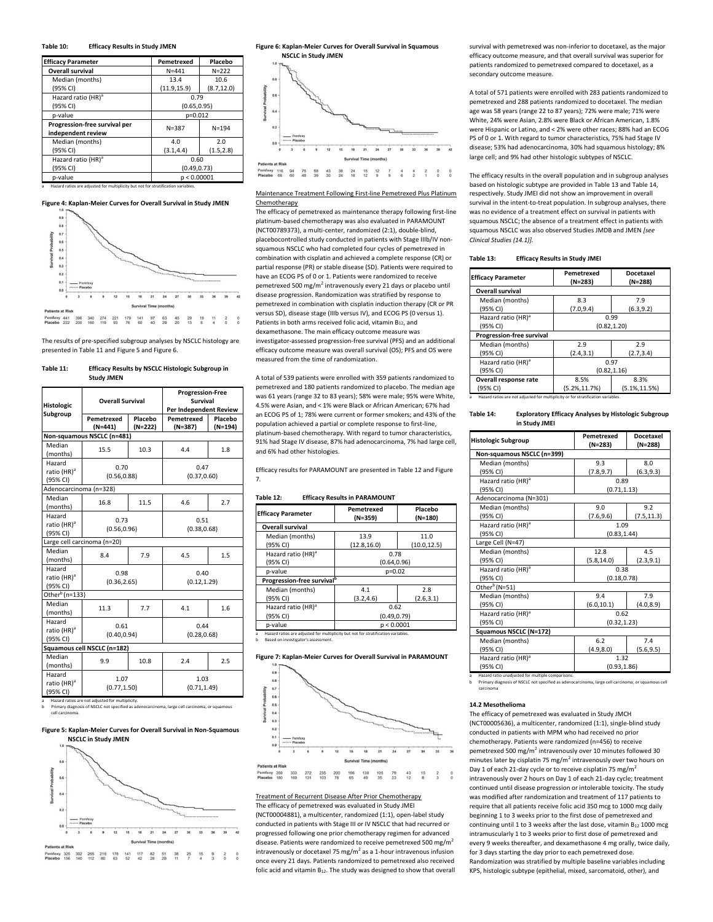**Table 10: Efficacy Results in Study JMEN**

| Efficacy Parameter | Pemetrexed | Placebo |
|---|---|---|
| **Overall survival** | N=441 | N=222 |
| Median (months) (95% CI) | 13.4 (11.9,15.9) | 10.6 (8.7,12.0) |
| Hazard ratio (HR)[a] (95% CI) | 0.79 (0.65,0.95) | |
| p-value | p=0.012 | |
| **Progression-free survival per independent review** | N=387 | N=194 |
| Median (months) (95% CI) | 4.0 (3.1,4.4) | 2.0 (1.5,2.8) |
| Hazard ratio (HR)[a] (95% CI) | 0.60 (0.49,0.73) | |
| p-value | p < 0.00001 | |

a Hazard ratios are adjusted for multiplicity but not for stratification variables.

**Figure 4: Kaplan-Meier Curves for Overall Survival in Study JMEN**

Patients at Risk

| | 0 | 3 | 6 | 9 | 12 | 15 | 18 | 21 | 24 | 27 | 30 | 33 | 36 | 39 | 42 |
|---|---|---|---|---|---|---|---|---|---|---|---|---|---|---|---|
| Pemfexy | 441 | 396 | 340 | 274 | 221 | 179 | 141 | 97 | 63 | 45 | 29 | 19 | 11 | 2 | 0 |
| Placebo | 222 | 200 | 160 | 119 | 93 | 76 | 60 | 40 | 29 | 20 | 13 | 6 | 4 | 0 | 0 |

The results of pre-specified subgroup analyses by NSCLC histology are presented in Table 11 and Figure 5 and Figure 6.

**Table 11: Efficacy Results by NSCLC Histologic Subgroup in Study JMEN**

| Histologic Subgroup | Overall Survival | | Progression-Free Survival Per Independent Review | |
|---|---|---|---|---|
| | Pemetrexed (N=441) | Placebo (N=222) | Pemetrexed (N=387) | Placebo (N=194) |
| **Non-squamous NSCLC (n=481)** | | | | |
| Median (months) | 15.5 | 10.3 | 4.4 | 1.8 |
| Hazard ratio (HR)[a] (95% CI) | 0.70 (0.56,0.88) | | 0.47 (0.37,0.60) | |
| Adenocarcinoma (n=328) | | | | |
| Median (months) | 16.8 | 11.5 | 4.6 | 2.7 |
| Hazard ratio (HR)[a] (95% CI) | 0.73 (0.56,0.96) | | 0.51 (0.38,0.68) | |
| Large cell carcinoma (n=20) | | | | |
| Median (months) | 8.4 | 7.9 | 4.5 | 1.5 |
| Hazard ratio (HR)[a] (95% CI) | 0.98 (0.36,2.65) | | 0.40 (0.12,1.29) | |
| Other[b] (n=133) | | | | |
| Median (months) | 11.3 | 7.7 | 4.1 | 1.6 |
| Hazard ratio (HR)[a] (95% CI) | 0.61 (0.40,0.94) | | 0.44 (0.28,0.68) | |
| **Squamous cell NSCLC (n=182)** | | | | |
| Median (months) | 9.9 | 10.8 | 2.4 | 2.5 |
| Hazard ratio (HR)[a] (95% CI) | 1.07 (0.77,1.50) | | 1.03 (0.71,1.49) | |

a Hazard ratios are not adjusted for multiplicity.
b Primary diagnosis of NSCLC not specified as adenocarcinoma, large cell carcinoma, or squamous cell carcinoma.

**Figure 5: Kaplan-Meier Curves for Overall Survival in Non-Squamous NSCLC in Study JMEN**

Patients at Risk

| | 0 | 3 | 6 | 9 | 12 | 15 | 18 | 21 | 24 | 27 | 30 | 33 | 36 | 39 | 42 |
|---|---|---|---|---|---|---|---|---|---|---|---|---|---|---|---|
| Pemfexy | 325 | 302 | 265 | 216 | 178 | 141 | 117 | 82 | 51 | 38 | 25 | 15 | 9 | 2 | 0 |
| Placebo | 156 | 140 | 112 | 80 | 63 | 52 | 42 | 28 | 20 | 11 | 7 | 4 | 3 | 0 | 0 |

**Figure 6: Kaplan-Meier Curves for Overall Survival in Squamous NSCLC in Study JMEN**

Patients at Risk

| | 0 | 3 | 6 | 9 | 12 | 15 | 18 | 21 | 24 | 27 | 30 | 33 | 36 | 39 | 42 |
|---|---|---|---|---|---|---|---|---|---|---|---|---|---|---|---|
| Pemfexy | 116 | 94 | 75 | 58 | 43 | 38 | 24 | 15 | 12 | 7 | 4 | 4 | 2 | 0 | 0 |
| Placebo | 66 | 60 | 48 | 39 | 30 | 24 | 18 | 12 | 9 | 9 | 6 | 2 | 1 | 0 | 0 |

Maintenance Treatment Following First-line Pemetrexed Plus Platinum Chemotherapy

The efficacy of pemetrexed as maintenance therapy following first-line platinum-based chemotherapy was also evaluated in PARAMOUNT (NCT00789373), a multi-center, randomized (2:1), double-blind, placebocontrolled study conducted in patients with Stage IIIb/IV non-squamous NSCLC who had completed four cycles of pemetrexed in combination with cisplatin and achieved a complete response (CR) or partial response (PR) or stable disease (SD). Patients were required to have an ECOG PS of 0 or 1. Patients were randomized to receive pemetrexed 500 mg/m$^2$ intravenously every 21 days or placebo until disease progression. Randomization was stratified by response to pemetrexed in combination with cisplatin induction therapy (CR or PR versus SD), disease stage (IIIb versus IV), and ECOG PS (0 versus 1). Patients in both arms received folic acid, vitamin $B_{12}$, and dexamethasone. The main efficacy outcome measure was investigator-assessed progression-free survival (PFS) and an additional efficacy outcome measure was overall survival (OS); PFS and OS were measured from the time of randomization.

A total of 539 patients were enrolled with 359 patients randomized to pemetrexed and 180 patients randomized to placebo. The median age was 61 years (range 32 to 83 years); 58% were male; 95% were White, 4.5% were Asian, and < 1% were Black or African American; 67% had an ECOG PS of 1; 78% were current or former smokers; and 43% of the population achieved a partial or complete response to first-line, platinum-based chemotherapy. With regard to tumor characteristics, 91% had Stage IV disease, 87% had adenocarcinoma, 7% had large cell, and 6% had other histologies.

Efficacy results for PARAMOUNT are presented in Table 12 and Figure 7.

**Table 12: Efficacy Results in PARAMOUNT**

| Efficacy Parameter | Pemetrexed (N=359) | Placebo (N=180) |
|---|---|---|
| **Overall survival** | | |
| Median (months) (95% CI) | 13.9 (12.8,16.0) | 11.0 (10.0,12.5) |
| Hazard ratio (HR)[a] (95% CI) | 0.78 (0.64,0.96) | |
| p-value | p=0.02 | |
| **Progression-free survival[b]** | | |
| Median (months) (95% CI) | 4.1 (3.2,4.6) | 2.8 (2.6,3.1) |
| Hazard ratio (HR)[a] (95% CI) | 0.62 (0.49,0.79) | |
| p-value | p < 0.0001 | |

a Hazard ratios are adjusted for multiplicity but not for stratification variables.
b Based on investigator's assessment.

**Figure 7: Kaplan-Meier Curves for Overall Survival in PARAMOUNT**

Patients at Risk

| | 0 | 3 | 6 | 9 | 12 | 15 | 18 | 21 | 24 | 27 | 30 | 33 | 36 |
|---|---|---|---|---|---|---|---|---|---|---|---|---|---|
| Pemfexy | 359 | 333 | 272 | 235 | 200 | 166 | 138 | 105 | 79 | 43 | 15 | 2 | 0 |
| Placebo | 180 | 169 | 131 | 103 | 78 | 65 | 49 | 35 | 23 | 12 | 8 | 3 | 0 |

Treatment of Recurrent Disease After Prior Chemotherapy

The efficacy of pemetrexed was evaluated in Study JMEI (NCT00004881), a multicenter, randomized (1:1), open-label study conducted in patients with Stage III or IV NSCLC that had recurred or progressed following one prior chemotherapy regimen for advanced disease. Patients were randomized to receive pemetrexed 500 mg/m$^2$ intravenously or docetaxel 75 mg/m$^2$ as a 1-hour intravenous infusion once every 21 days. Patients randomized to pemetrexed also received folic acid and vitamin $B_{12}$. The study was designed to show that overall survival with pemetrexed was non-inferior to docetaxel, as the major efficacy outcome measure, and that overall survival was superior for patients randomized to pemetrexed compared to docetaxel, as a secondary outcome measure.

A total of 571 patients were enrolled with 283 patients randomized to pemetrexed and 288 patients randomized to docetaxel. The median age was 58 years (range 22 to 87 years); 72% were male; 71% were White, 24% were Asian, 2.8% were Black or African American, 1.8% were Hispanic or Latino, and < 2% were other races; 88% had an ECOG PS of 0 or 1. With regard to tumor characteristics, 75% had Stage IV disease; 53% had adenocarcinoma, 30% had squamous histology; 8% large cell; and 9% had other histologic subtypes of NSCLC.

The efficacy results in the overall population and in subgroup analyses based on histologic subtype are provided in Table 13 and Table 14, respectively. Study JMEI did not show an improvement in overall survival in the intent-to-treat population. In subgroup analyses, there was no evidence of a treatment effect on survival in patients with squamous NSCLC; the absence of a treatment effect in patients with squamous NSCLC was also observed Studies JMDB and JMEN *[see Clinical Studies (14.1)]*.

**Table 13: Efficacy Results in Study JMEI**

| Efficacy Parameter | Pemetrexed (N=283) | Docetaxel (N=288) |
|---|---|---|
| **Overall survival** | | |
| Median (months) (95% CI) | 8.3 (7.0,9.4) | 7.9 (6.3,9.2) |
| Hazard ratio (HR)[a] (95% CI) | 0.99 (0.82,1.20) | |
| **Progression-free survival** | | |
| Median (months) (95% CI) | 2.9 (2.4,3.1) | 2.9 (2.7,3.4) |
| Hazard ratio (HR)[a] (95% CI) | 0.97 (0.82,1.16) | |
| **Overall response rate** (95% CI) | 8.5% (5.2%,11.7%) | 8.3% (5.1%,11.5%) |

a Hazard ratios are not adjusted for multiplicity or for stratification variables.

**Table 14: Exploratory Efficacy Analyses by Histologic Subgroup in Study JMEI**

| Histologic Subgroup | Pemetrexed (N=283) | Docetaxel (N=288) |
|---|---|---|
| **Non-squamous NSCLC (n=399)** | | |
| Median (months) (95% CI) | 9.3 (7.8,9.7) | 8.0 (6.3,9.3) |
| Hazard ratio (HR)[a] (95% CI) | 0.89 (0.71,1.13) | |
| Adenocarcinoma (N=301) | | |
| Median (months) (95% CI) | 9.0 (7.6,9.6) | 9.2 (7.5,11.3) |
| Hazard ratio (HR)[a] (95% CI) | 1.09 (0.83,1.44) | |
| Large Cell (N=47) | | |
| Median (months) (95% CI) | 12.8 (5.8,14.0) | 4.5 (2.3,9.1) |
| Hazard ratio (HR)[a] (95% CI) | 0.38 (0.18,0.78) | |
| Other[b] (N=51) | | |
| Median (months) (95% CI) | 9.4 (6.0,10.1) | 7.9 (4.0,8.9) |
| Hazard ratio (HR)[a] (95% CI) | 0.62 (0.32,1.23) | |
| **Squamous NSCLC (N=172)** | | |
| Median (months) (95% CI) | 6.2 (4.9,8.0) | 7.4 (5.6,9.5) |
| Hazard ratio (HR)[a] (95% CI) | 1.32 (0.93,1.86) | |

a Hazard ratio unadjusted for multiple comparisons.
b Primary diagnosis of NSCLC not specified as adenocarcinoma, large cell carcinoma, or squamous cell carcinoma

### 14.2 Mesothelioma

The efficacy of pemetrexed was evaluated in Study JMCH (NCT00005636), a multicenter, randomized (1:1), single-blind study conducted in patients with MPM who had received no prior chemotherapy. Patients were randomized (n=456) to receive pemetrexed 500 mg/m$^2$ intravenously over 10 minutes followed 30 minutes later by cisplatin 75 mg/m$^2$ intravenously over two hours on Day 1 of each 21-day cycle or to receive cisplatin 75 mg/m$^2$ intravenously over 2 hours on Day 1 of each 21-day cycle; treatment continued until disease progression or intolerable toxicity. The study was modified after randomization and treatment of 117 patients to require that all patients receive folic acid 350 mcg to 1000 mcg daily beginning 1 to 3 weeks prior to the first dose of pemetrexed and continuing until 1 to 3 weeks after the last dose, vitamin $B_{12}$ 1000 mcg intramuscularly 1 to 3 weeks prior to first dose of pemetrexed and every 9 weeks thereafter, and dexamethasone 4 mg orally, twice daily, for 3 days starting the day prior to each pemetrexed dose. Randomization was stratified by multiple baseline variables including KPS, histologic subtype (epithelial, mixed, sarcomatoid, other), and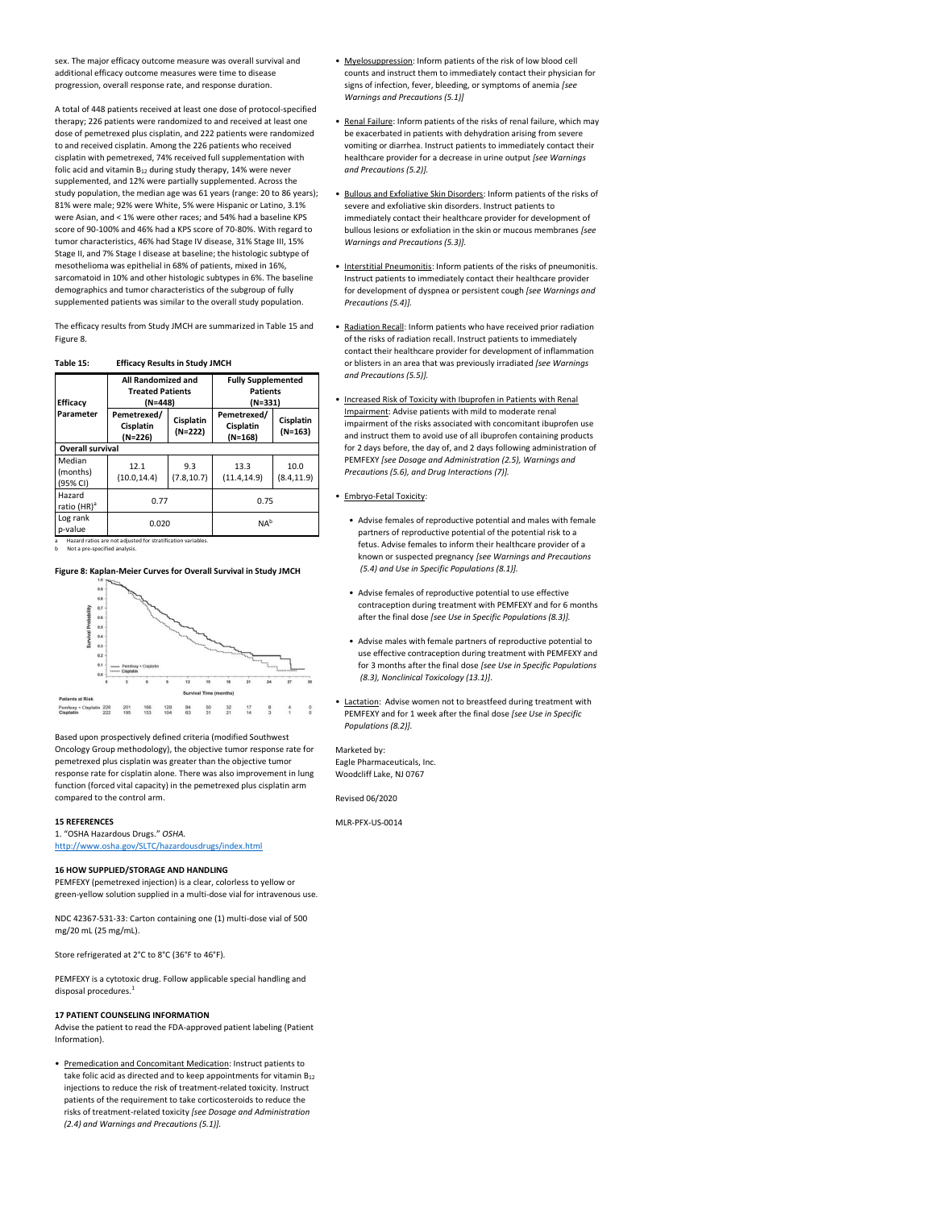sex. The major efficacy outcome measure was overall survival and additional efficacy outcome measures were time to disease progression, overall response rate, and response duration.

A total of 448 patients received at least one dose of protocol-specified therapy; 226 patients were randomized to and received at least one dose of pemetrexed plus cisplatin, and 222 patients were randomized to and received cisplatin. Among the 226 patients who received cisplatin with pemetrexed, 74% received full supplementation with folic acid and vitamin $B_{12}$ during study therapy, 14% were never supplemented, and 12% were partially supplemented. Across the study population, the median age was 61 years (range: 20 to 86 years); 81% were male; 92% were White, 5% were Hispanic or Latino, 3.1% were Asian, and < 1% were other races; and 54% had a baseline KPS score of 90-100% and 46% had a KPS score of 70-80%. With regard to tumor characteristics, 46% had Stage IV disease, 31% Stage III, 15% Stage II, and 7% Stage I disease at baseline; the histologic subtype of mesothelioma was epithelial in 68% of patients, mixed in 16%, sarcomatoid in 10% and other histologic subtypes in 6%. The baseline demographics and tumor characteristics of the subgroup of fully supplemented patients was similar to the overall study population.

The efficacy results from Study JMCH are summarized in Table 15 and Figure 8.

**Table 15: Efficacy Results in Study JMCH**

| Efficacy Parameter | All Randomized and Treated Patients (N=448) | | Fully Supplemented Patients (N=331) | |
|---|---|---|---|---|
| | Pemetrexed/ Cisplatin (N=226) | Cisplatin (N=222) | Pemetrexed/ Cisplatin (N=168) | Cisplatin (N=163) |
| **Overall survival** | | | | |
| Median (months) (95% CI) | 12.1 (10.0,14.4) | 9.3 (7.8,10.7) | 13.3 (11.4,14.9) | 10.0 (8.4,11.9) |
| Hazard ratio (HR)[a] | 0.77 | | 0.75 | |
| Log rank p-value | 0.020 | | NA[b] | |

a Hazard ratios are not adjusted for stratification variables.
b Not a pre-specified analysis.

**Figure 8: Kaplan-Meier Curves for Overall Survival in Study JMCH**

1.0
0.9
0.8
0.7
0.6
0.5
0.4
0.3
0.2
0.1
0.0
Survival Probability
Pemfexy + Cisplatin
Cisplatin
0 3 6 9 12 15 18 21 24 27 30
Survival Time (months)
Patients at Risk
Pemfexy + Cisplatin 226 201 166 128 84 50 32 17 8 4 0
Cisplatin 222 195 153 104 63 31 21 14 3 1 0

Based upon prospectively defined criteria (modified Southwest Oncology Group methodology), the objective tumor response rate for pemetrexed plus cisplatin was greater than the objective tumor response rate for cisplatin alone. There was also improvement in lung function (forced vital capacity) in the pemetrexed plus cisplatin arm compared to the control arm.

## 15 REFERENCES

1. "OSHA Hazardous Drugs." *OSHA.* http://www.osha.gov/SLTC/hazardousdrugs/index.html

## 16 HOW SUPPLIED/STORAGE AND HANDLING

PEMFEXY (pemetrexed injection) is a clear, colorless to yellow or green-yellow solution supplied in a multi-dose vial for intravenous use.

NDC 42367-531-33: Carton containing one (1) multi-dose vial of 500 mg/20 mL (25 mg/mL).

Store refrigerated at 2°C to 8°C (36°F to 46°F).

PEMFEXY is a cytotoxic drug. Follow applicable special handling and disposal procedures.[1]

## 17 PATIENT COUNSELING INFORMATION

Advise the patient to read the FDA-approved patient labeling (Patient Information).

- Premedication and Concomitant Medication: Instruct patients to take folic acid as directed and to keep appointments for vitamin $B_{12}$ injections to reduce the risk of treatment-related toxicity. Instruct patients of the requirement to take corticosteroids to reduce the risks of treatment-related toxicity *[see Dosage and Administration (2.4) and Warnings and Precautions (5.1)].*
- Myelosuppression: Inform patients of the risk of low blood cell counts and instruct them to immediately contact their physician for signs of infection, fever, bleeding, or symptoms of anemia *[see Warnings and Precautions (5.1)]*
- Renal Failure: Inform patients of the risks of renal failure, which may be exacerbated in patients with dehydration arising from severe vomiting or diarrhea. Instruct patients to immediately contact their healthcare provider for a decrease in urine output *[see Warnings and Precautions (5.2)].*
- Bullous and Exfoliative Skin Disorders: Inform patients of the risks of severe and exfoliative skin disorders. Instruct patients to immediately contact their healthcare provider for development of bullous lesions or exfoliation in the skin or mucous membranes *[see Warnings and Precautions (5.3)].*
- Interstitial Pneumonitis: Inform patients of the risks of pneumonitis. Instruct patients to immediately contact their healthcare provider for development of dyspnea or persistent cough *[see Warnings and Precautions (5.4)].*
- Radiation Recall: Inform patients who have received prior radiation of the risks of radiation recall. Instruct patients to immediately contact their healthcare provider for development of inflammation or blisters in an area that was previously irradiated *[see Warnings and Precautions (5.5)].*
- Increased Risk of Toxicity with Ibuprofen in Patients with Renal Impairment: Advise patients with mild to moderate renal impairment of the risks associated with concomitant ibuprofen use and instruct them to avoid use of all ibuprofen containing products for 2 days before, the day of, and 2 days following administration of PEMFEXY *[see Dosage and Administration (2.5), Warnings and Precautions (5.6), and Drug Interactions (7)].*
- Embryo-Fetal Toxicity:
  - Advise females of reproductive potential and males with female partners of reproductive potential of the potential risk to a fetus. Advise females to inform their healthcare provider of a known or suspected pregnancy *[see Warnings and Precautions (5.4) and Use in Specific Populations (8.1)].*
  - Advise females of reproductive potential to use effective contraception during treatment with PEMFEXY and for 6 months after the final dose *[see Use in Specific Populations (8.3)].*
  - Advise males with female partners of reproductive potential to use effective contraception during treatment with PEMFEXY and for 3 months after the final dose *[see Use in Specific Populations (8.3), Nonclinical Toxicology (13.1)].*
- Lactation: Advise women not to breastfeed during treatment with PEMFEXY and for 1 week after the final dose *[see Use in Specific Populations (8.2)].*

Marketed by:
Eagle Pharmaceuticals, Inc.
Woodcliff Lake, NJ 0767

Revised 06/2020

MLR-PFX-US-0014